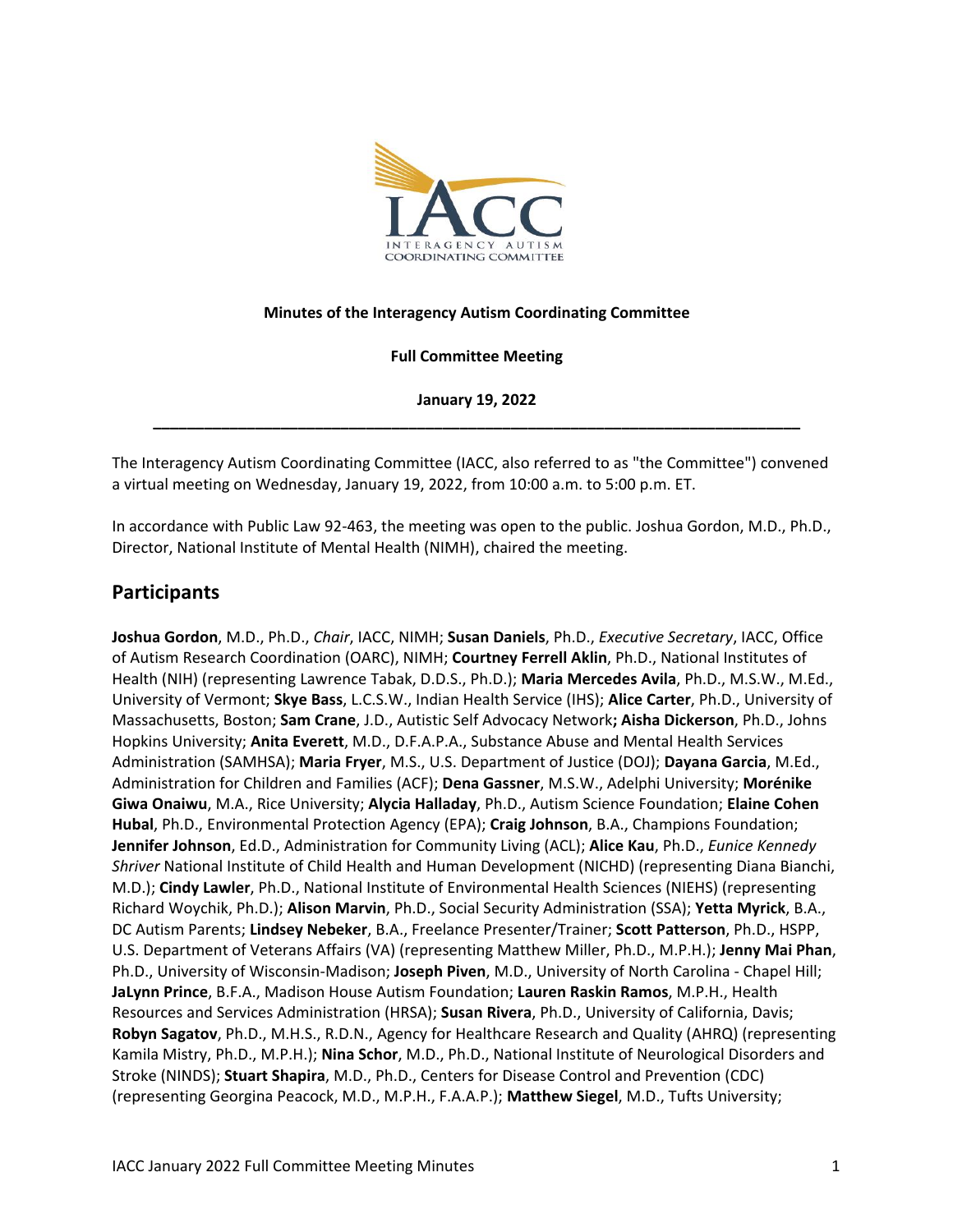**Minutes of the Interagency Autism Coordinating Committee**

**Full Committee Meeting**

**January 19, 2022**

---

The Interagency Autism Coordinating Committee (IACC, also referred to as "the Committee") convened a virtual meeting on Wednesday, January 19, 2022, from 10:00 a.m. to 5:00 p.m. ET.

In accordance with Public Law 92-463, the meeting was open to the public. Joshua Gordon, M.D., Ph.D., Director, National Institute of Mental Health (NIMH), chaired the meeting.

## Participants

**Joshua Gordon**, M.D., Ph.D., *Chair*, IACC, NIMH; **Susan Daniels**, Ph.D., *Executive Secretary*, IACC, Office of Autism Research Coordination (OARC), NIMH; **Courtney Ferrell Aklin**, Ph.D., National Institutes of Health (NIH) (representing Lawrence Tabak, D.D.S., Ph.D.); **Maria Mercedes Avila**, Ph.D., M.S.W., M.Ed., University of Vermont; **Skye Bass**, L.C.S.W., Indian Health Service (IHS); **Alice Carter**, Ph.D., University of Massachusetts, Boston; **Sam Crane**, J.D., Autistic Self Advocacy Network**; Aisha Dickerson**, Ph.D., Johns Hopkins University; **Anita Everett**, M.D., D.F.A.P.A., Substance Abuse and Mental Health Services Administration (SAMHSA); **Maria Fryer**, M.S., U.S. Department of Justice (DOJ); **Dayana Garcia**, M.Ed., Administration for Children and Families (ACF); **Dena Gassner**, M.S.W., Adelphi University; **Morénike Giwa Onaiwu**, M.A., Rice University; **Alycia Halladay**, Ph.D., Autism Science Foundation; **Elaine Cohen Hubal**, Ph.D., Environmental Protection Agency (EPA); **Craig Johnson**, B.A., Champions Foundation; **Jennifer Johnson**, Ed.D., Administration for Community Living (ACL); **Alice Kau**, Ph.D., *Eunice Kennedy Shriver* National Institute of Child Health and Human Development (NICHD) (representing Diana Bianchi, M.D.); **Cindy Lawler**, Ph.D., National Institute of Environmental Health Sciences (NIEHS) (representing Richard Woychik, Ph.D.); **Alison Marvin**, Ph.D., Social Security Administration (SSA); **Yetta Myrick**, B.A., DC Autism Parents; **Lindsey Nebeker**, B.A., Freelance Presenter/Trainer; **Scott Patterson**, Ph.D., HSPP, U.S. Department of Veterans Affairs (VA) (representing Matthew Miller, Ph.D., M.P.H.); **Jenny Mai Phan**, Ph.D., University of Wisconsin-Madison; **Joseph Piven**, M.D., University of North Carolina - Chapel Hill; **JaLynn Prince**, B.F.A., Madison House Autism Foundation; **Lauren Raskin Ramos**, M.P.H., Health Resources and Services Administration (HRSA); **Susan Rivera**, Ph.D., University of California, Davis; **Robyn Sagatov**, Ph.D., M.H.S., R.D.N., Agency for Healthcare Research and Quality (AHRQ) (representing Kamila Mistry, Ph.D., M.P.H.); **Nina Schor**, M.D., Ph.D., National Institute of Neurological Disorders and Stroke (NINDS); **Stuart Shapira**, M.D., Ph.D., Centers for Disease Control and Prevention (CDC) (representing Georgina Peacock, M.D., M.P.H., F.A.A.P.); **Matthew Siegel**, M.D., Tufts University;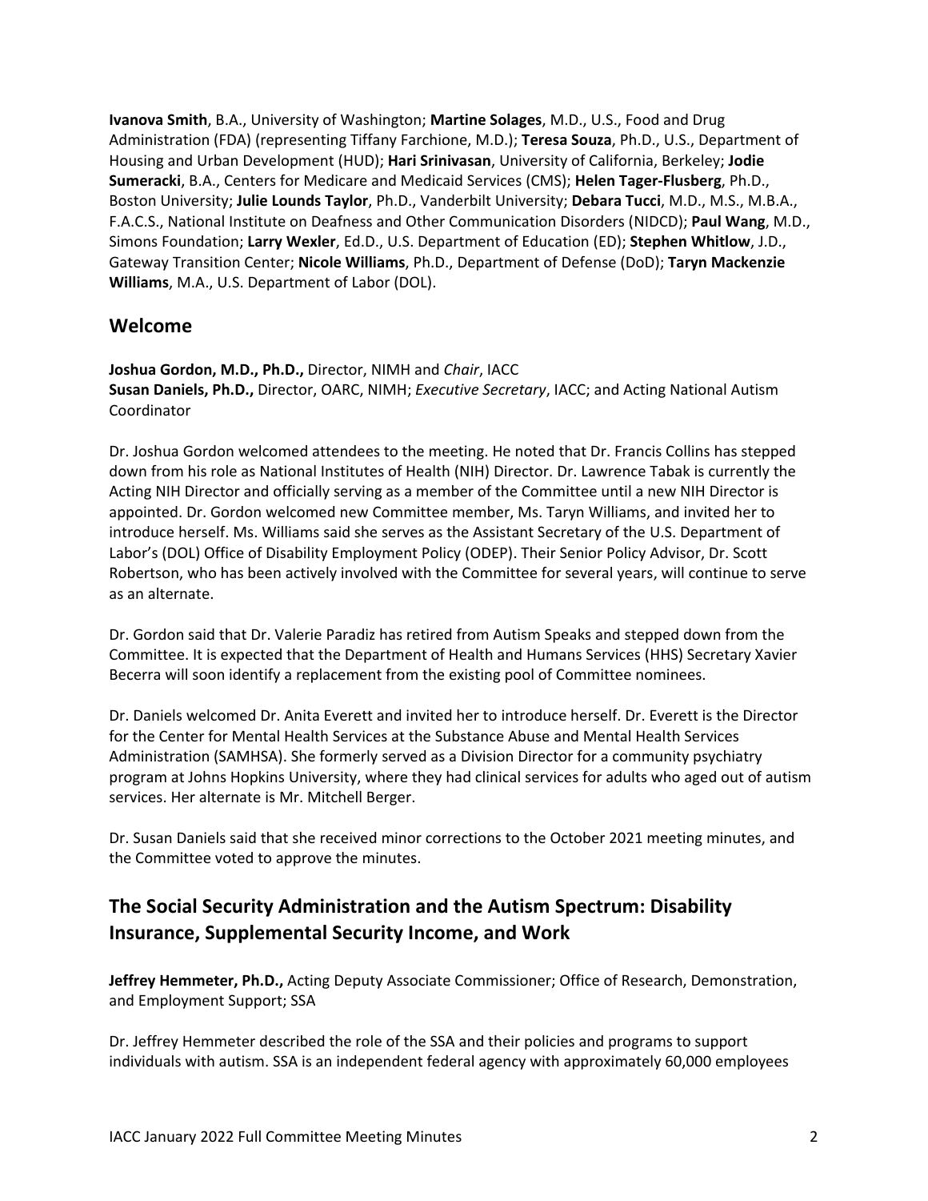**Ivanova Smith**, B.A., University of Washington; **Martine Solages**, M.D., U.S., Food and Drug Administration (FDA) (representing Tiffany Farchione, M.D.); **Teresa Souza**, Ph.D., U.S., Department of Housing and Urban Development (HUD); **Hari Srinivasan**, University of California, Berkeley; **Jodie Sumeracki**, B.A., Centers for Medicare and Medicaid Services (CMS); **Helen Tager-Flusberg**, Ph.D., Boston University; **Julie Lounds Taylor**, Ph.D., Vanderbilt University; **Debara Tucci**, M.D., M.S., M.B.A., F.A.C.S., National Institute on Deafness and Other Communication Disorders (NIDCD); **Paul Wang**, M.D., Simons Foundation; **Larry Wexler**, Ed.D., U.S. Department of Education (ED); **Stephen Whitlow**, J.D., Gateway Transition Center; **Nicole Williams**, Ph.D., Department of Defense (DoD); **Taryn Mackenzie Williams**, M.A., U.S. Department of Labor (DOL).

## Welcome

**Joshua Gordon, M.D., Ph.D.,** Director, NIMH and *Chair*, IACC
**Susan Daniels, Ph.D.,** Director, OARC, NIMH; *Executive Secretary*, IACC; and Acting National Autism Coordinator

Dr. Joshua Gordon welcomed attendees to the meeting. He noted that Dr. Francis Collins has stepped down from his role as National Institutes of Health (NIH) Director. Dr. Lawrence Tabak is currently the Acting NIH Director and officially serving as a member of the Committee until a new NIH Director is appointed. Dr. Gordon welcomed new Committee member, Ms. Taryn Williams, and invited her to introduce herself. Ms. Williams said she serves as the Assistant Secretary of the U.S. Department of Labor's (DOL) Office of Disability Employment Policy (ODEP). Their Senior Policy Advisor, Dr. Scott Robertson, who has been actively involved with the Committee for several years, will continue to serve as an alternate.

Dr. Gordon said that Dr. Valerie Paradiz has retired from Autism Speaks and stepped down from the Committee. It is expected that the Department of Health and Humans Services (HHS) Secretary Xavier Becerra will soon identify a replacement from the existing pool of Committee nominees.

Dr. Daniels welcomed Dr. Anita Everett and invited her to introduce herself. Dr. Everett is the Director for the Center for Mental Health Services at the Substance Abuse and Mental Health Services Administration (SAMHSA). She formerly served as a Division Director for a community psychiatry program at Johns Hopkins University, where they had clinical services for adults who aged out of autism services. Her alternate is Mr. Mitchell Berger.

Dr. Susan Daniels said that she received minor corrections to the October 2021 meeting minutes, and the Committee voted to approve the minutes.

## The Social Security Administration and the Autism Spectrum: Disability Insurance, Supplemental Security Income, and Work

**Jeffrey Hemmeter, Ph.D.,** Acting Deputy Associate Commissioner; Office of Research, Demonstration, and Employment Support; SSA

Dr. Jeffrey Hemmeter described the role of the SSA and their policies and programs to support individuals with autism. SSA is an independent federal agency with approximately 60,000 employees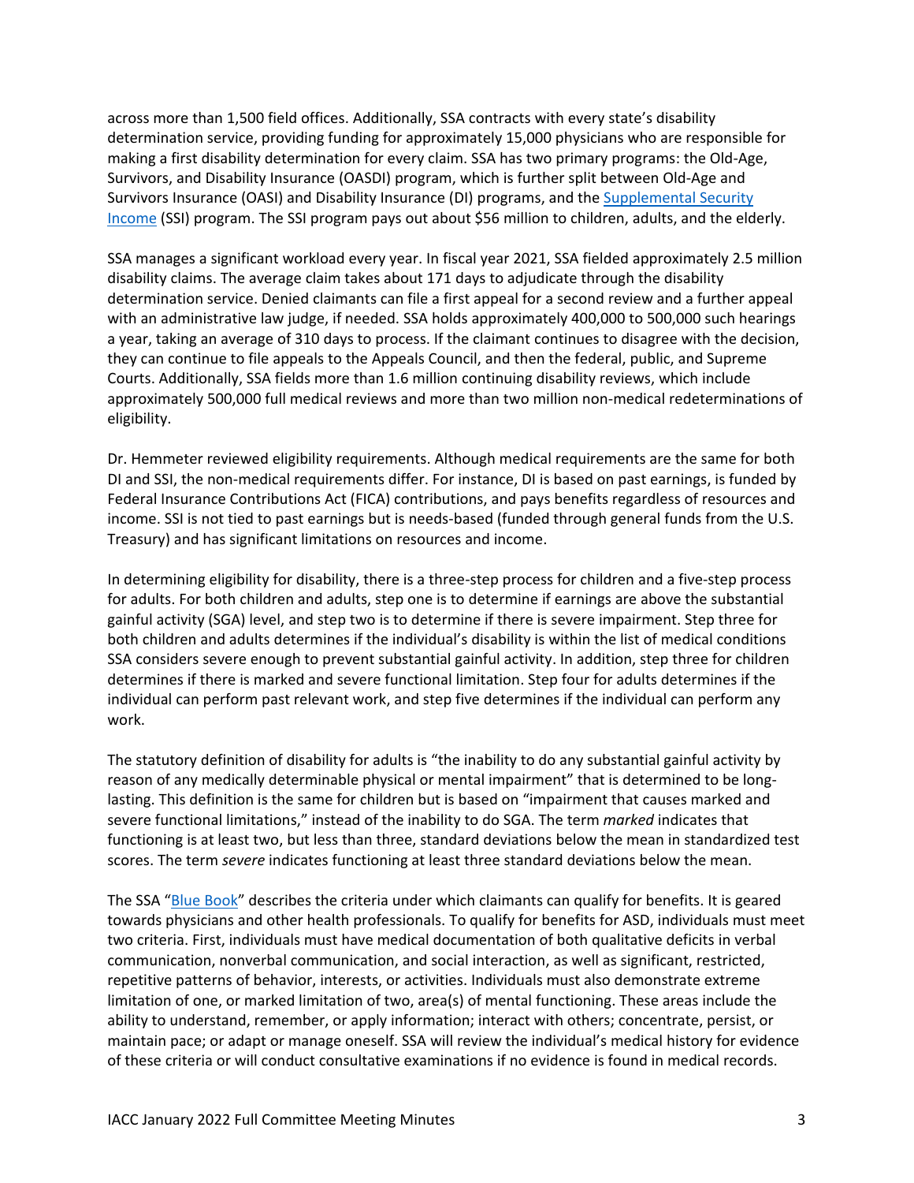across more than 1,500 field offices. Additionally, SSA contracts with every state's disability determination service, providing funding for approximately 15,000 physicians who are responsible for making a first disability determination for every claim. SSA has two primary programs: the Old-Age, Survivors, and Disability Insurance (OASDI) program, which is further split between Old-Age and Survivors Insurance (OASI) and Disability Insurance (DI) programs, and the [Supplemental Security Income]() (SSI) program. The SSI program pays out about $56 million to children, adults, and the elderly.

SSA manages a significant workload every year. In fiscal year 2021, SSA fielded approximately 2.5 million disability claims. The average claim takes about 171 days to adjudicate through the disability determination service. Denied claimants can file a first appeal for a second review and a further appeal with an administrative law judge, if needed. SSA holds approximately 400,000 to 500,000 such hearings a year, taking an average of 310 days to process. If the claimant continues to disagree with the decision, they can continue to file appeals to the Appeals Council, and then the federal, public, and Supreme Courts. Additionally, SSA fields more than 1.6 million continuing disability reviews, which include approximately 500,000 full medical reviews and more than two million non-medical redeterminations of eligibility.

Dr. Hemmeter reviewed eligibility requirements. Although medical requirements are the same for both DI and SSI, the non-medical requirements differ. For instance, DI is based on past earnings, is funded by Federal Insurance Contributions Act (FICA) contributions, and pays benefits regardless of resources and income. SSI is not tied to past earnings but is needs-based (funded through general funds from the U.S. Treasury) and has significant limitations on resources and income.

In determining eligibility for disability, there is a three-step process for children and a five-step process for adults. For both children and adults, step one is to determine if earnings are above the substantial gainful activity (SGA) level, and step two is to determine if there is severe impairment. Step three for both children and adults determines if the individual's disability is within the list of medical conditions SSA considers severe enough to prevent substantial gainful activity. In addition, step three for children determines if there is marked and severe functional limitation. Step four for adults determines if the individual can perform past relevant work, and step five determines if the individual can perform any work.

The statutory definition of disability for adults is "the inability to do any substantial gainful activity by reason of any medically determinable physical or mental impairment" that is determined to be long-lasting. This definition is the same for children but is based on "impairment that causes marked and severe functional limitations," instead of the inability to do SGA. The term *marked* indicates that functioning is at least two, but less than three, standard deviations below the mean in standardized test scores. The term *severe* indicates functioning at least three standard deviations below the mean.

The SSA "[Blue Book]()" describes the criteria under which claimants can qualify for benefits. It is geared towards physicians and other health professionals. To qualify for benefits for ASD, individuals must meet two criteria. First, individuals must have medical documentation of both qualitative deficits in verbal communication, nonverbal communication, and social interaction, as well as significant, restricted, repetitive patterns of behavior, interests, or activities. Individuals must also demonstrate extreme limitation of one, or marked limitation of two, area(s) of mental functioning. These areas include the ability to understand, remember, or apply information; interact with others; concentrate, persist, or maintain pace; or adapt or manage oneself. SSA will review the individual's medical history for evidence of these criteria or will conduct consultative examinations if no evidence is found in medical records.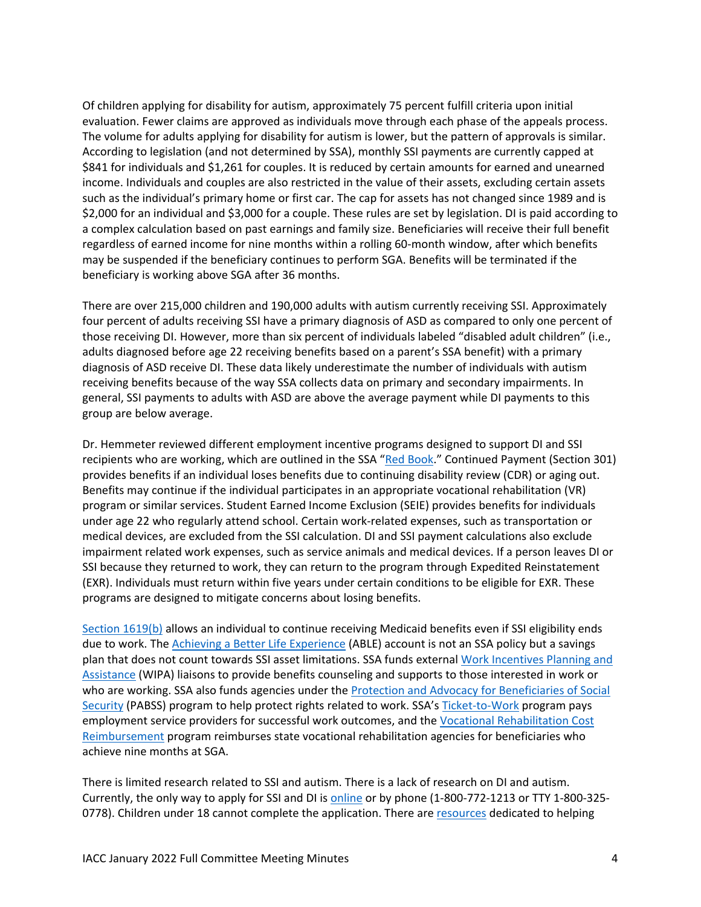Of children applying for disability for autism, approximately 75 percent fulfill criteria upon initial evaluation. Fewer claims are approved as individuals move through each phase of the appeals process. The volume for adults applying for disability for autism is lower, but the pattern of approvals is similar. According to legislation (and not determined by SSA), monthly SSI payments are currently capped at $841 for individuals and $1,261 for couples. It is reduced by certain amounts for earned and unearned income. Individuals and couples are also restricted in the value of their assets, excluding certain assets such as the individual's primary home or first car. The cap for assets has not changed since 1989 and is $2,000 for an individual and $3,000 for a couple. These rules are set by legislation. DI is paid according to a complex calculation based on past earnings and family size. Beneficiaries will receive their full benefit regardless of earned income for nine months within a rolling 60-month window, after which benefits may be suspended if the beneficiary continues to perform SGA. Benefits will be terminated if the beneficiary is working above SGA after 36 months.

There are over 215,000 children and 190,000 adults with autism currently receiving SSI. Approximately four percent of adults receiving SSI have a primary diagnosis of ASD as compared to only one percent of those receiving DI. However, more than six percent of individuals labeled "disabled adult children" (i.e., adults diagnosed before age 22 receiving benefits based on a parent's SSA benefit) with a primary diagnosis of ASD receive DI. These data likely underestimate the number of individuals with autism receiving benefits because of the way SSA collects data on primary and secondary impairments. In general, SSI payments to adults with ASD are above the average payment while DI payments to this group are below average.

Dr. Hemmeter reviewed different employment incentive programs designed to support DI and SSI recipients who are working, which are outlined in the SSA "Red Book." Continued Payment (Section 301) provides benefits if an individual loses benefits due to continuing disability review (CDR) or aging out. Benefits may continue if the individual participates in an appropriate vocational rehabilitation (VR) program or similar services. Student Earned Income Exclusion (SEIE) provides benefits for individuals under age 22 who regularly attend school. Certain work-related expenses, such as transportation or medical devices, are excluded from the SSI calculation. DI and SSI payment calculations also exclude impairment related work expenses, such as service animals and medical devices. If a person leaves DI or SSI because they returned to work, they can return to the program through Expedited Reinstatement (EXR). Individuals must return within five years under certain conditions to be eligible for EXR. These programs are designed to mitigate concerns about losing benefits.

Section 1619(b) allows an individual to continue receiving Medicaid benefits even if SSI eligibility ends due to work. The Achieving a Better Life Experience (ABLE) account is not an SSA policy but a savings plan that does not count towards SSI asset limitations. SSA funds external Work Incentives Planning and Assistance (WIPA) liaisons to provide benefits counseling and supports to those interested in work or who are working. SSA also funds agencies under the Protection and Advocacy for Beneficiaries of Social Security (PABSS) program to help protect rights related to work. SSA's Ticket-to-Work program pays employment service providers for successful work outcomes, and the Vocational Rehabilitation Cost Reimbursement program reimburses state vocational rehabilitation agencies for beneficiaries who achieve nine months at SGA.

There is limited research related to SSI and autism. There is a lack of research on DI and autism. Currently, the only way to apply for SSI and DI is online or by phone (1-800-772-1213 or TTY 1-800-325-0778). Children under 18 cannot complete the application. There are resources dedicated to helping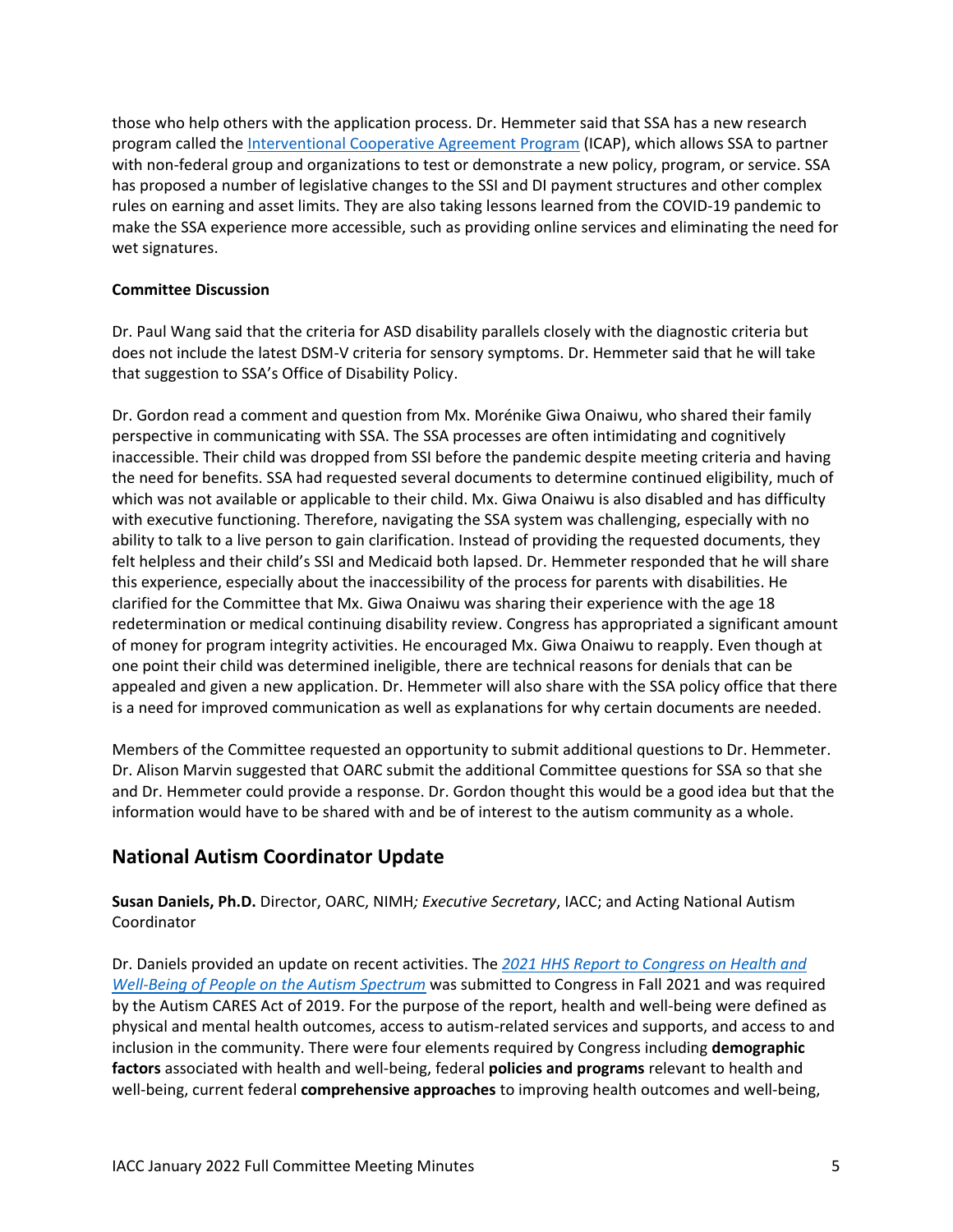those who help others with the application process. Dr. Hemmeter said that SSA has a new research program called the [Interventional Cooperative Agreement Program](#) (ICAP), which allows SSA to partner with non-federal group and organizations to test or demonstrate a new policy, program, or service. SSA has proposed a number of legislative changes to the SSI and DI payment structures and other complex rules on earning and asset limits. They are also taking lessons learned from the COVID-19 pandemic to make the SSA experience more accessible, such as providing online services and eliminating the need for wet signatures.

**Committee Discussion**

Dr. Paul Wang said that the criteria for ASD disability parallels closely with the diagnostic criteria but does not include the latest DSM-V criteria for sensory symptoms. Dr. Hemmeter said that he will take that suggestion to SSA's Office of Disability Policy.

Dr. Gordon read a comment and question from Mx. Morénike Giwa Onaiwu, who shared their family perspective in communicating with SSA. The SSA processes are often intimidating and cognitively inaccessible. Their child was dropped from SSI before the pandemic despite meeting criteria and having the need for benefits. SSA had requested several documents to determine continued eligibility, much of which was not available or applicable to their child. Mx. Giwa Onaiwu is also disabled and has difficulty with executive functioning. Therefore, navigating the SSA system was challenging, especially with no ability to talk to a live person to gain clarification. Instead of providing the requested documents, they felt helpless and their child's SSI and Medicaid both lapsed. Dr. Hemmeter responded that he will share this experience, especially about the inaccessibility of the process for parents with disabilities. He clarified for the Committee that Mx. Giwa Onaiwu was sharing their experience with the age 18 redetermination or medical continuing disability review. Congress has appropriated a significant amount of money for program integrity activities. He encouraged Mx. Giwa Onaiwu to reapply. Even though at one point their child was determined ineligible, there are technical reasons for denials that can be appealed and given a new application. Dr. Hemmeter will also share with the SSA policy office that there is a need for improved communication as well as explanations for why certain documents are needed.

Members of the Committee requested an opportunity to submit additional questions to Dr. Hemmeter. Dr. Alison Marvin suggested that OARC submit the additional Committee questions for SSA so that she and Dr. Hemmeter could provide a response. Dr. Gordon thought this would be a good idea but that the information would have to be shared with and be of interest to the autism community as a whole.

## National Autism Coordinator Update

**Susan Daniels, Ph.D.** Director, OARC, NIMH*; Executive Secretary*, IACC; and Acting National Autism Coordinator

Dr. Daniels provided an update on recent activities. The [*2021 HHS Report to Congress on Health and Well-Being of People on the Autism Spectrum*](#) was submitted to Congress in Fall 2021 and was required by the Autism CARES Act of 2019. For the purpose of the report, health and well-being were defined as physical and mental health outcomes, access to autism-related services and supports, and access to and inclusion in the community. There were four elements required by Congress including **demographic factors** associated with health and well-being, federal **policies and programs** relevant to health and well-being, current federal **comprehensive approaches** to improving health outcomes and well-being,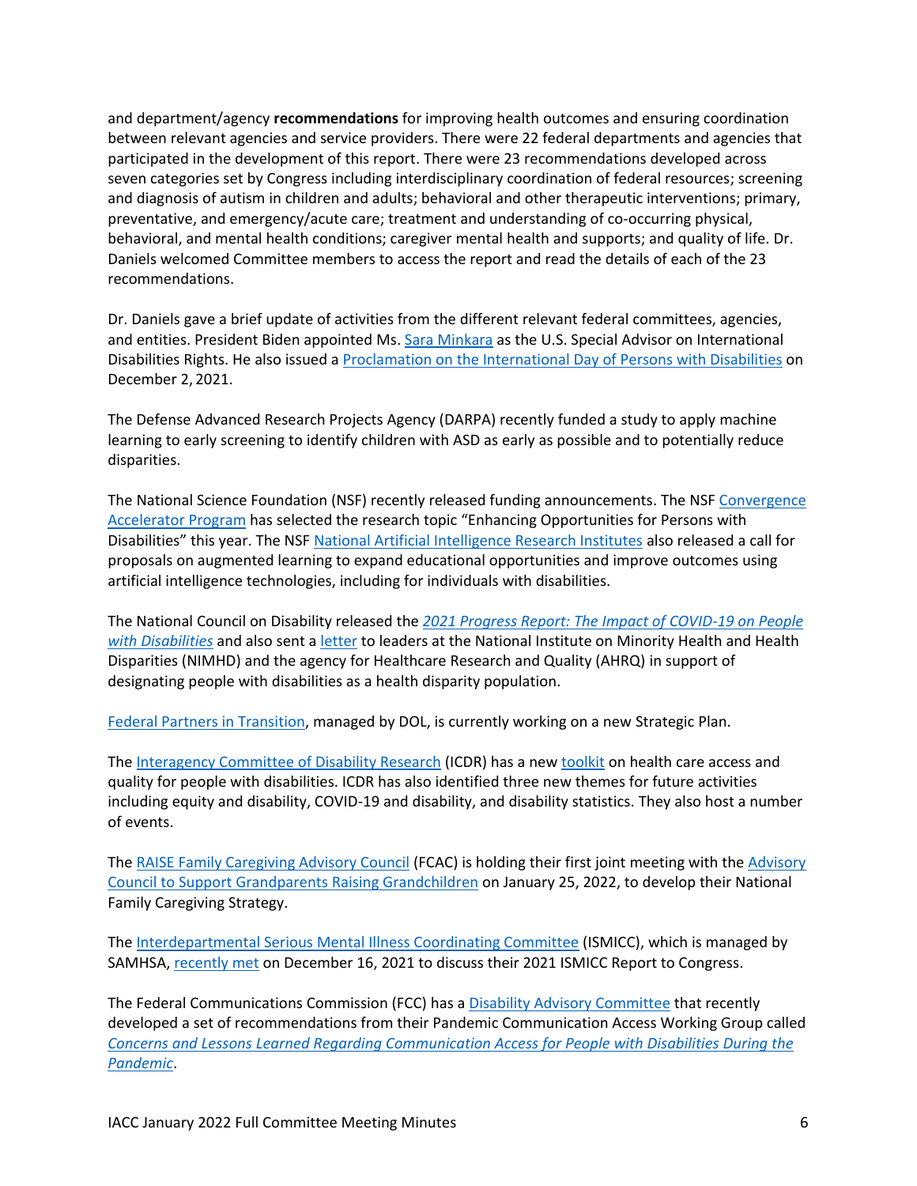and department/agency **recommendations** for improving health outcomes and ensuring coordination between relevant agencies and service providers. There were 22 federal departments and agencies that participated in the development of this report. There were 23 recommendations developed across seven categories set by Congress including interdisciplinary coordination of federal resources; screening and diagnosis of autism in children and adults; behavioral and other therapeutic interventions; primary, preventative, and emergency/acute care; treatment and understanding of co-occurring physical, behavioral, and mental health conditions; caregiver mental health and supports; and quality of life. Dr. Daniels welcomed Committee members to access the report and read the details of each of the 23 recommendations.

Dr. Daniels gave a brief update of activities from the different relevant federal committees, agencies, and entities. President Biden appointed Ms. Sara Minkara as the U.S. Special Advisor on International Disabilities Rights. He also issued a Proclamation on the International Day of Persons with Disabilities on December 2, 2021.

The Defense Advanced Research Projects Agency (DARPA) recently funded a study to apply machine learning to early screening to identify children with ASD as early as possible and to potentially reduce disparities.

The National Science Foundation (NSF) recently released funding announcements. The NSF Convergence Accelerator Program has selected the research topic "Enhancing Opportunities for Persons with Disabilities" this year. The NSF National Artificial Intelligence Research Institutes also released a call for proposals on augmented learning to expand educational opportunities and improve outcomes using artificial intelligence technologies, including for individuals with disabilities.

The National Council on Disability released the *2021 Progress Report: The Impact of COVID-19 on People with Disabilities* and also sent a letter to leaders at the National Institute on Minority Health and Health Disparities (NIMHD) and the agency for Healthcare Research and Quality (AHRQ) in support of designating people with disabilities as a health disparity population.

Federal Partners in Transition, managed by DOL, is currently working on a new Strategic Plan.

The Interagency Committee of Disability Research (ICDR) has a new toolkit on health care access and quality for people with disabilities. ICDR has also identified three new themes for future activities including equity and disability, COVID-19 and disability, and disability statistics. They also host a number of events.

The RAISE Family Caregiving Advisory Council (FCAC) is holding their first joint meeting with the Advisory Council to Support Grandparents Raising Grandchildren on January 25, 2022, to develop their National Family Caregiving Strategy.

The Interdepartmental Serious Mental Illness Coordinating Committee (ISMICC), which is managed by SAMHSA, recently met on December 16, 2021 to discuss their 2021 ISMICC Report to Congress.

The Federal Communications Commission (FCC) has a Disability Advisory Committee that recently developed a set of recommendations from their Pandemic Communication Access Working Group called *Concerns and Lessons Learned Regarding Communication Access for People with Disabilities During the Pandemic*.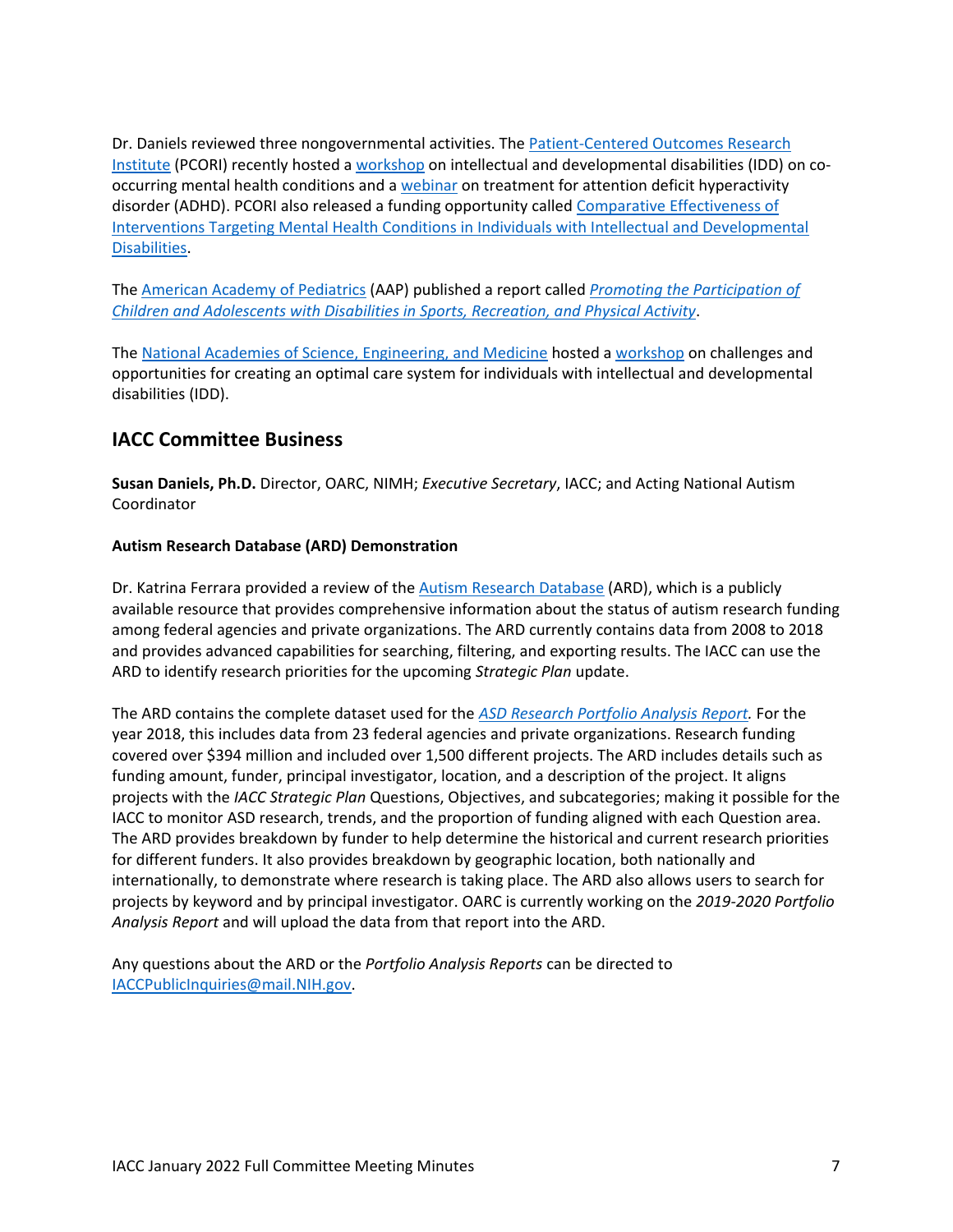Dr. Daniels reviewed three nongovernmental activities. The Patient-Centered Outcomes Research Institute (PCORI) recently hosted a workshop on intellectual and developmental disabilities (IDD) on co-occurring mental health conditions and a webinar on treatment for attention deficit hyperactivity disorder (ADHD). PCORI also released a funding opportunity called Comparative Effectiveness of Interventions Targeting Mental Health Conditions in Individuals with Intellectual and Developmental Disabilities.

The American Academy of Pediatrics (AAP) published a report called *Promoting the Participation of Children and Adolescents with Disabilities in Sports, Recreation, and Physical Activity*.

The National Academies of Science, Engineering, and Medicine hosted a workshop on challenges and opportunities for creating an optimal care system for individuals with intellectual and developmental disabilities (IDD).

## IACC Committee Business

**Susan Daniels, Ph.D.** Director, OARC, NIMH; *Executive Secretary*, IACC; and Acting National Autism Coordinator

**Autism Research Database (ARD) Demonstration**

Dr. Katrina Ferrara provided a review of the Autism Research Database (ARD), which is a publicly available resource that provides comprehensive information about the status of autism research funding among federal agencies and private organizations. The ARD currently contains data from 2008 to 2018 and provides advanced capabilities for searching, filtering, and exporting results. The IACC can use the ARD to identify research priorities for the upcoming *Strategic Plan* update.

The ARD contains the complete dataset used for the *ASD Research Portfolio Analysis Report.* For the year 2018, this includes data from 23 federal agencies and private organizations. Research funding covered over $394 million and included over 1,500 different projects. The ARD includes details such as funding amount, funder, principal investigator, location, and a description of the project. It aligns projects with the *IACC Strategic Plan* Questions, Objectives, and subcategories; making it possible for the IACC to monitor ASD research, trends, and the proportion of funding aligned with each Question area. The ARD provides breakdown by funder to help determine the historical and current research priorities for different funders. It also provides breakdown by geographic location, both nationally and internationally, to demonstrate where research is taking place. The ARD also allows users to search for projects by keyword and by principal investigator. OARC is currently working on the *2019-2020 Portfolio Analysis Report* and will upload the data from that report into the ARD.

Any questions about the ARD or the *Portfolio Analysis Reports* can be directed to IACCPublicInquiries@mail.NIH.gov.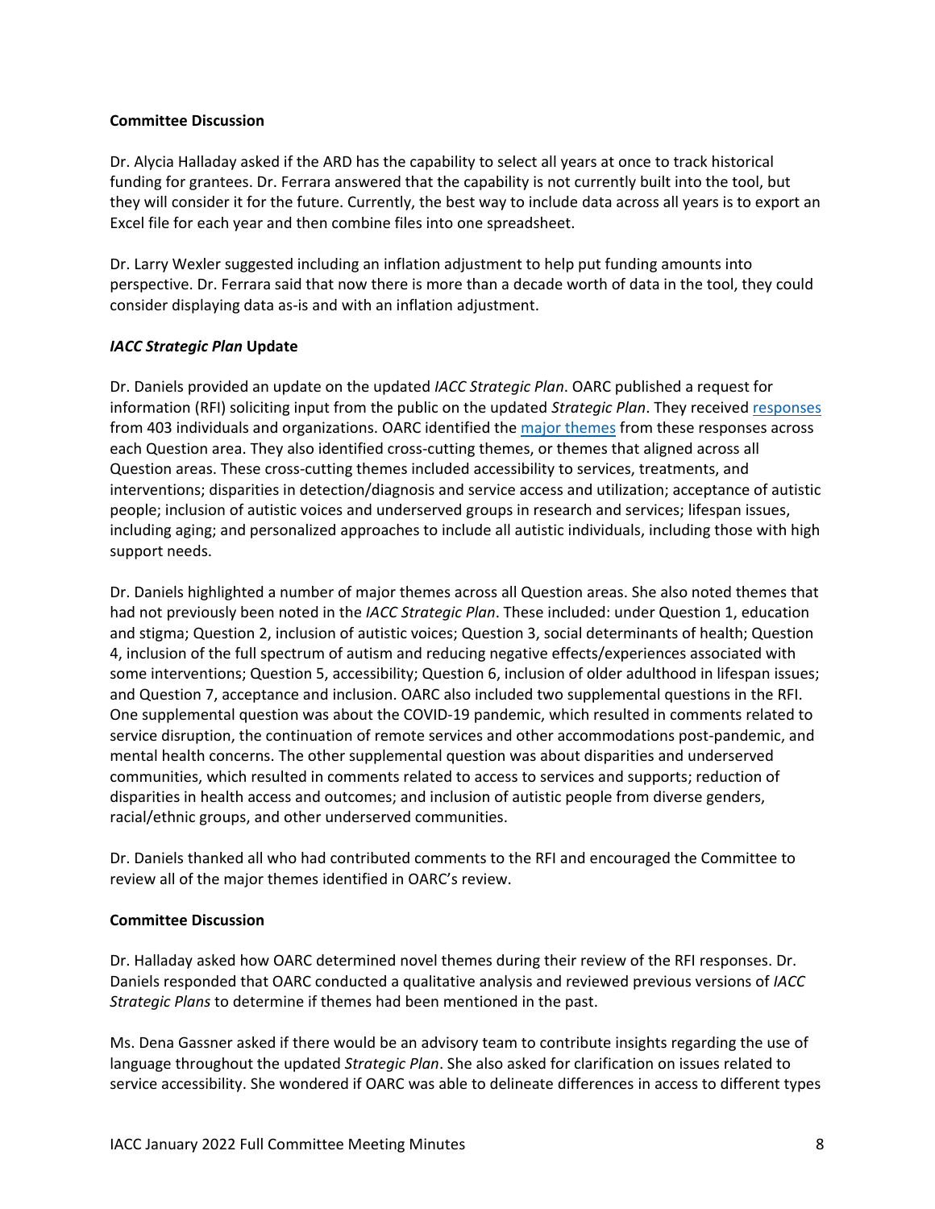**Committee Discussion**

Dr. Alycia Halladay asked if the ARD has the capability to select all years at once to track historical funding for grantees. Dr. Ferrara answered that the capability is not currently built into the tool, but they will consider it for the future. Currently, the best way to include data across all years is to export an Excel file for each year and then combine files into one spreadsheet.

Dr. Larry Wexler suggested including an inflation adjustment to help put funding amounts into perspective. Dr. Ferrara said that now there is more than a decade worth of data in the tool, they could consider displaying data as-is and with an inflation adjustment.

***IACC Strategic Plan* Update**

Dr. Daniels provided an update on the updated *IACC Strategic Plan*. OARC published a request for information (RFI) soliciting input from the public on the updated *Strategic Plan*. They received responses from 403 individuals and organizations. OARC identified the major themes from these responses across each Question area. They also identified cross-cutting themes, or themes that aligned across all Question areas. These cross-cutting themes included accessibility to services, treatments, and interventions; disparities in detection/diagnosis and service access and utilization; acceptance of autistic people; inclusion of autistic voices and underserved groups in research and services; lifespan issues, including aging; and personalized approaches to include all autistic individuals, including those with high support needs.

Dr. Daniels highlighted a number of major themes across all Question areas. She also noted themes that had not previously been noted in the *IACC Strategic Plan*. These included: under Question 1, education and stigma; Question 2, inclusion of autistic voices; Question 3, social determinants of health; Question 4, inclusion of the full spectrum of autism and reducing negative effects/experiences associated with some interventions; Question 5, accessibility; Question 6, inclusion of older adulthood in lifespan issues; and Question 7, acceptance and inclusion. OARC also included two supplemental questions in the RFI. One supplemental question was about the COVID-19 pandemic, which resulted in comments related to service disruption, the continuation of remote services and other accommodations post-pandemic, and mental health concerns. The other supplemental question was about disparities and underserved communities, which resulted in comments related to access to services and supports; reduction of disparities in health access and outcomes; and inclusion of autistic people from diverse genders, racial/ethnic groups, and other underserved communities.

Dr. Daniels thanked all who had contributed comments to the RFI and encouraged the Committee to review all of the major themes identified in OARC's review.

**Committee Discussion**

Dr. Halladay asked how OARC determined novel themes during their review of the RFI responses. Dr. Daniels responded that OARC conducted a qualitative analysis and reviewed previous versions of *IACC Strategic Plans* to determine if themes had been mentioned in the past.

Ms. Dena Gassner asked if there would be an advisory team to contribute insights regarding the use of language throughout the updated *Strategic Plan*. She also asked for clarification on issues related to service accessibility. She wondered if OARC was able to delineate differences in access to different types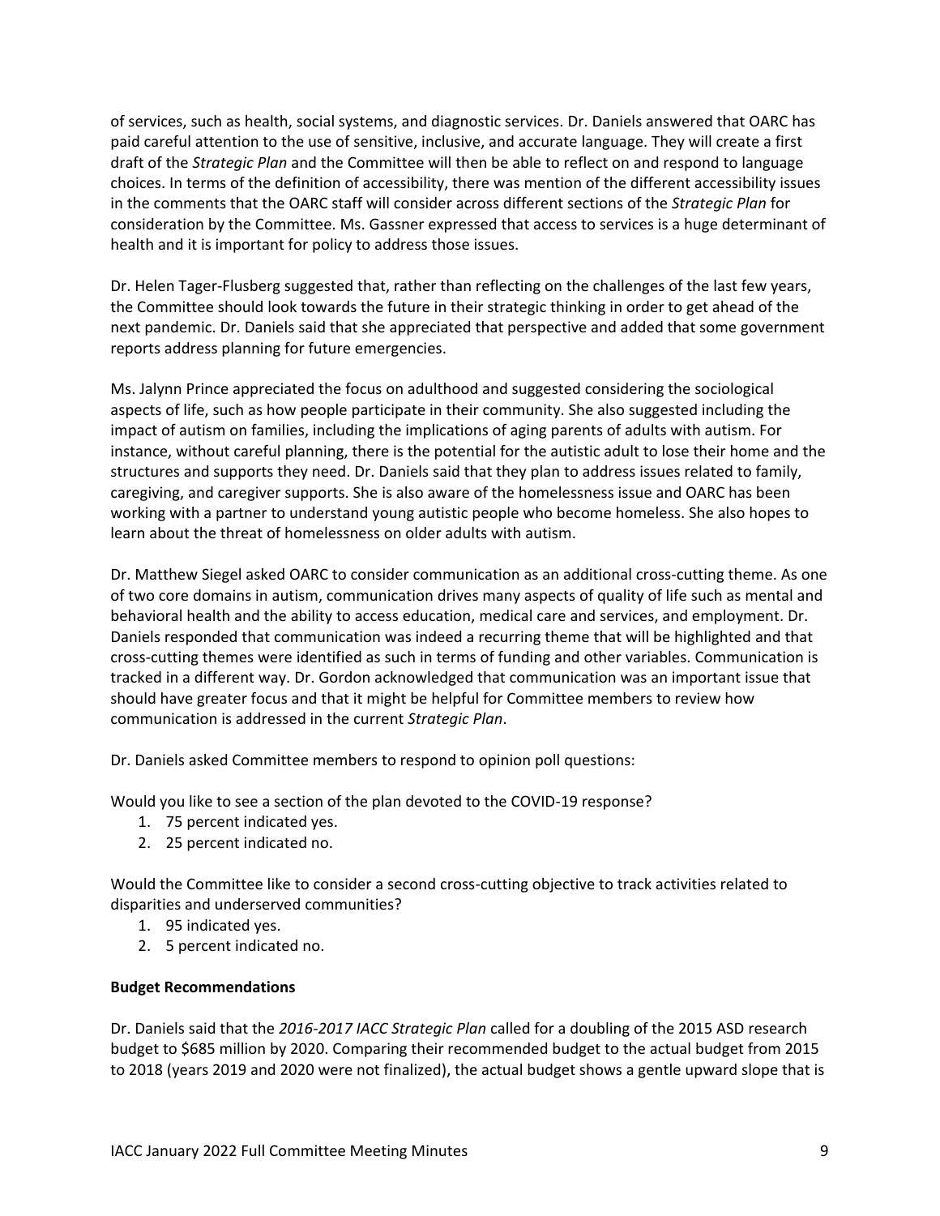of services, such as health, social systems, and diagnostic services. Dr. Daniels answered that OARC has paid careful attention to the use of sensitive, inclusive, and accurate language. They will create a first draft of the *Strategic Plan* and the Committee will then be able to reflect on and respond to language choices. In terms of the definition of accessibility, there was mention of the different accessibility issues in the comments that the OARC staff will consider across different sections of the *Strategic Plan* for consideration by the Committee. Ms. Gassner expressed that access to services is a huge determinant of health and it is important for policy to address those issues.

Dr. Helen Tager-Flusberg suggested that, rather than reflecting on the challenges of the last few years, the Committee should look towards the future in their strategic thinking in order to get ahead of the next pandemic. Dr. Daniels said that she appreciated that perspective and added that some government reports address planning for future emergencies.

Ms. Jalynn Prince appreciated the focus on adulthood and suggested considering the sociological aspects of life, such as how people participate in their community. She also suggested including the impact of autism on families, including the implications of aging parents of adults with autism. For instance, without careful planning, there is the potential for the autistic adult to lose their home and the structures and supports they need. Dr. Daniels said that they plan to address issues related to family, caregiving, and caregiver supports. She is also aware of the homelessness issue and OARC has been working with a partner to understand young autistic people who become homeless. She also hopes to learn about the threat of homelessness on older adults with autism.

Dr. Matthew Siegel asked OARC to consider communication as an additional cross-cutting theme. As one of two core domains in autism, communication drives many aspects of quality of life such as mental and behavioral health and the ability to access education, medical care and services, and employment. Dr. Daniels responded that communication was indeed a recurring theme that will be highlighted and that cross-cutting themes were identified as such in terms of funding and other variables. Communication is tracked in a different way. Dr. Gordon acknowledged that communication was an important issue that should have greater focus and that it might be helpful for Committee members to review how communication is addressed in the current *Strategic Plan*.

Dr. Daniels asked Committee members to respond to opinion poll questions:

Would you like to see a section of the plan devoted to the COVID-19 response?

1. 75 percent indicated yes.
2. 25 percent indicated no.

Would the Committee like to consider a second cross-cutting objective to track activities related to disparities and underserved communities?

1. 95 indicated yes.
2. 5 percent indicated no.

**Budget Recommendations**

Dr. Daniels said that the *2016-2017 IACC Strategic Plan* called for a doubling of the 2015 ASD research budget to $685 million by 2020. Comparing their recommended budget to the actual budget from 2015 to 2018 (years 2019 and 2020 were not finalized), the actual budget shows a gentle upward slope that is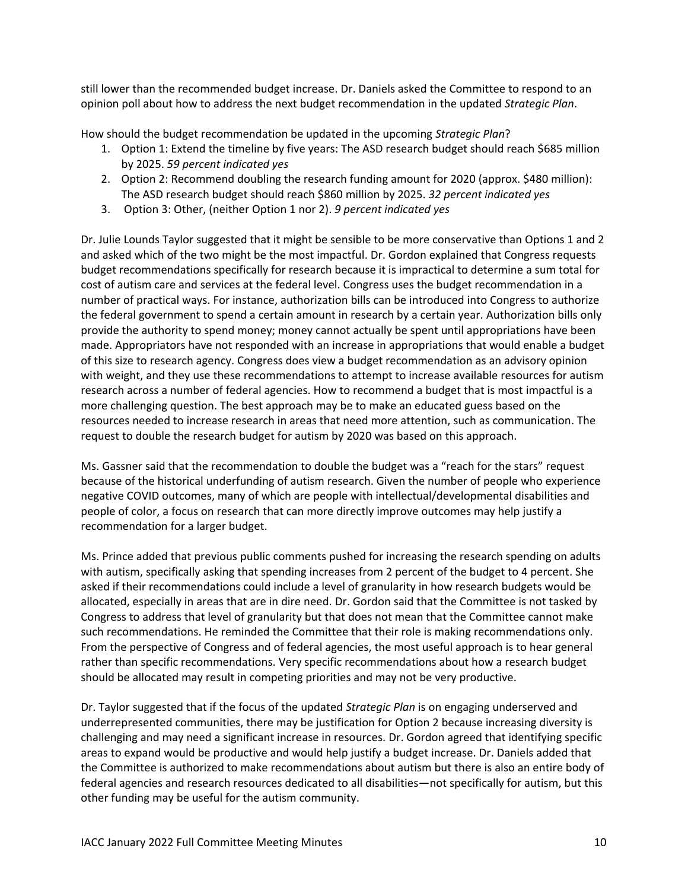still lower than the recommended budget increase. Dr. Daniels asked the Committee to respond to an opinion poll about how to address the next budget recommendation in the updated *Strategic Plan*.

How should the budget recommendation be updated in the upcoming *Strategic Plan*?

1. Option 1: Extend the timeline by five years: The ASD research budget should reach $685 million by 2025. *59 percent indicated yes*
2. Option 2: Recommend doubling the research funding amount for 2020 (approx. $480 million): The ASD research budget should reach $860 million by 2025. *32 percent indicated yes*
3. Option 3: Other, (neither Option 1 nor 2). *9 percent indicated yes*

Dr. Julie Lounds Taylor suggested that it might be sensible to be more conservative than Options 1 and 2 and asked which of the two might be the most impactful. Dr. Gordon explained that Congress requests budget recommendations specifically for research because it is impractical to determine a sum total for cost of autism care and services at the federal level. Congress uses the budget recommendation in a number of practical ways. For instance, authorization bills can be introduced into Congress to authorize the federal government to spend a certain amount in research by a certain year. Authorization bills only provide the authority to spend money; money cannot actually be spent until appropriations have been made. Appropriators have not responded with an increase in appropriations that would enable a budget of this size to research agency. Congress does view a budget recommendation as an advisory opinion with weight, and they use these recommendations to attempt to increase available resources for autism research across a number of federal agencies. How to recommend a budget that is most impactful is a more challenging question. The best approach may be to make an educated guess based on the resources needed to increase research in areas that need more attention, such as communication. The request to double the research budget for autism by 2020 was based on this approach.

Ms. Gassner said that the recommendation to double the budget was a "reach for the stars" request because of the historical underfunding of autism research. Given the number of people who experience negative COVID outcomes, many of which are people with intellectual/developmental disabilities and people of color, a focus on research that can more directly improve outcomes may help justify a recommendation for a larger budget.

Ms. Prince added that previous public comments pushed for increasing the research spending on adults with autism, specifically asking that spending increases from 2 percent of the budget to 4 percent. She asked if their recommendations could include a level of granularity in how research budgets would be allocated, especially in areas that are in dire need. Dr. Gordon said that the Committee is not tasked by Congress to address that level of granularity but that does not mean that the Committee cannot make such recommendations. He reminded the Committee that their role is making recommendations only. From the perspective of Congress and of federal agencies, the most useful approach is to hear general rather than specific recommendations. Very specific recommendations about how a research budget should be allocated may result in competing priorities and may not be very productive.

Dr. Taylor suggested that if the focus of the updated *Strategic Plan* is on engaging underserved and underrepresented communities, there may be justification for Option 2 because increasing diversity is challenging and may need a significant increase in resources. Dr. Gordon agreed that identifying specific areas to expand would be productive and would help justify a budget increase. Dr. Daniels added that the Committee is authorized to make recommendations about autism but there is also an entire body of federal agencies and research resources dedicated to all disabilities—not specifically for autism, but this other funding may be useful for the autism community.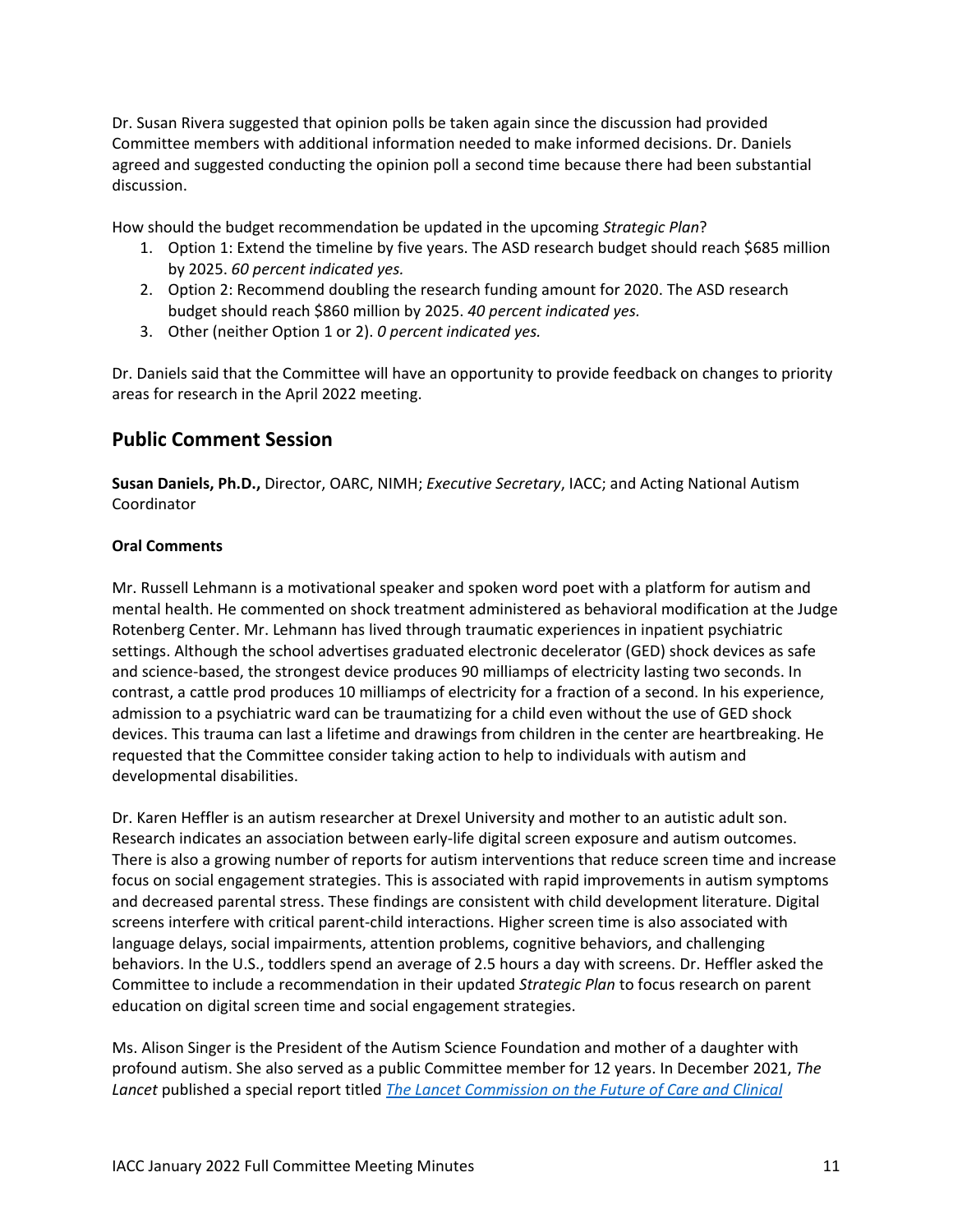Dr. Susan Rivera suggested that opinion polls be taken again since the discussion had provided Committee members with additional information needed to make informed decisions. Dr. Daniels agreed and suggested conducting the opinion poll a second time because there had been substantial discussion.

How should the budget recommendation be updated in the upcoming *Strategic Plan*?

1. Option 1: Extend the timeline by five years. The ASD research budget should reach $685 million by 2025. *60 percent indicated yes.*
2. Option 2: Recommend doubling the research funding amount for 2020. The ASD research budget should reach $860 million by 2025. *40 percent indicated yes.*
3. Other (neither Option 1 or 2). *0 percent indicated yes.*

Dr. Daniels said that the Committee will have an opportunity to provide feedback on changes to priority areas for research in the April 2022 meeting.

## Public Comment Session

**Susan Daniels, Ph.D.,** Director, OARC, NIMH; *Executive Secretary*, IACC; and Acting National Autism Coordinator

### Oral Comments

Mr. Russell Lehmann is a motivational speaker and spoken word poet with a platform for autism and mental health. He commented on shock treatment administered as behavioral modification at the Judge Rotenberg Center. Mr. Lehmann has lived through traumatic experiences in inpatient psychiatric settings. Although the school advertises graduated electronic decelerator (GED) shock devices as safe and science-based, the strongest device produces 90 milliamps of electricity lasting two seconds. In contrast, a cattle prod produces 10 milliamps of electricity for a fraction of a second. In his experience, admission to a psychiatric ward can be traumatizing for a child even without the use of GED shock devices. This trauma can last a lifetime and drawings from children in the center are heartbreaking. He requested that the Committee consider taking action to help to individuals with autism and developmental disabilities.

Dr. Karen Heffler is an autism researcher at Drexel University and mother to an autistic adult son. Research indicates an association between early-life digital screen exposure and autism outcomes. There is also a growing number of reports for autism interventions that reduce screen time and increase focus on social engagement strategies. This is associated with rapid improvements in autism symptoms and decreased parental stress. These findings are consistent with child development literature. Digital screens interfere with critical parent-child interactions. Higher screen time is also associated with language delays, social impairments, attention problems, cognitive behaviors, and challenging behaviors. In the U.S., toddlers spend an average of 2.5 hours a day with screens. Dr. Heffler asked the Committee to include a recommendation in their updated *Strategic Plan* to focus research on parent education on digital screen time and social engagement strategies.

Ms. Alison Singer is the President of the Autism Science Foundation and mother of a daughter with profound autism. She also served as a public Committee member for 12 years. In December 2021, *The Lancet* published a special report titled *The Lancet Commission on the Future of Care and Clinical*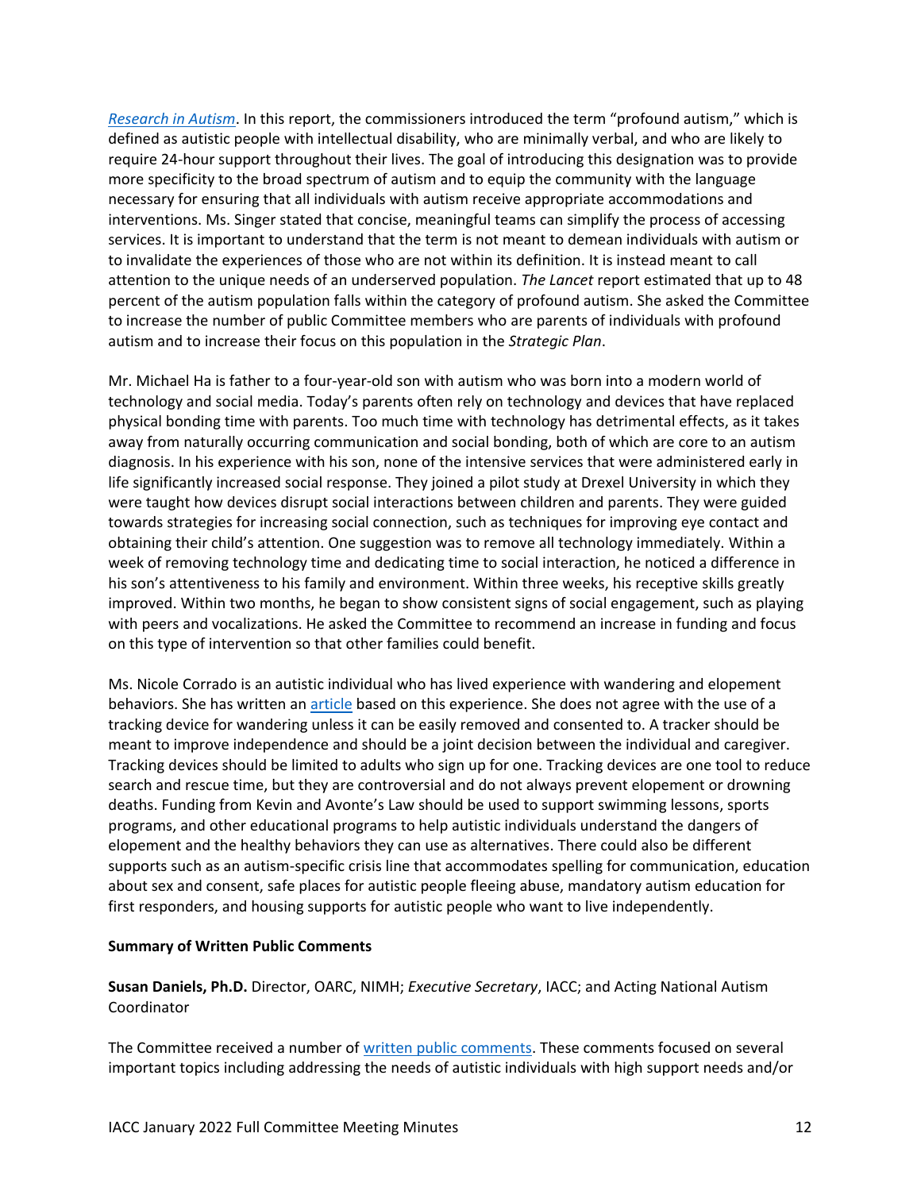[Research in Autism](). In this report, the commissioners introduced the term "profound autism," which is defined as autistic people with intellectual disability, who are minimally verbal, and who are likely to require 24-hour support throughout their lives. The goal of introducing this designation was to provide more specificity to the broad spectrum of autism and to equip the community with the language necessary for ensuring that all individuals with autism receive appropriate accommodations and interventions. Ms. Singer stated that concise, meaningful teams can simplify the process of accessing services. It is important to understand that the term is not meant to demean individuals with autism or to invalidate the experiences of those who are not within its definition. It is instead meant to call attention to the unique needs of an underserved population. *The Lancet* report estimated that up to 48 percent of the autism population falls within the category of profound autism. She asked the Committee to increase the number of public Committee members who are parents of individuals with profound autism and to increase their focus on this population in the *Strategic Plan*.

Mr. Michael Ha is father to a four-year-old son with autism who was born into a modern world of technology and social media. Today's parents often rely on technology and devices that have replaced physical bonding time with parents. Too much time with technology has detrimental effects, as it takes away from naturally occurring communication and social bonding, both of which are core to an autism diagnosis. In his experience with his son, none of the intensive services that were administered early in life significantly increased social response. They joined a pilot study at Drexel University in which they were taught how devices disrupt social interactions between children and parents. They were guided towards strategies for increasing social connection, such as techniques for improving eye contact and obtaining their child's attention. One suggestion was to remove all technology immediately. Within a week of removing technology time and dedicating time to social interaction, he noticed a difference in his son's attentiveness to his family and environment. Within three weeks, his receptive skills greatly improved. Within two months, he began to show consistent signs of social engagement, such as playing with peers and vocalizations. He asked the Committee to recommend an increase in funding and focus on this type of intervention so that other families could benefit.

Ms. Nicole Corrado is an autistic individual who has lived experience with wandering and elopement behaviors. She has written an [article]() based on this experience. She does not agree with the use of a tracking device for wandering unless it can be easily removed and consented to. A tracker should be meant to improve independence and should be a joint decision between the individual and caregiver. Tracking devices should be limited to adults who sign up for one. Tracking devices are one tool to reduce search and rescue time, but they are controversial and do not always prevent elopement or drowning deaths. Funding from Kevin and Avonte's Law should be used to support swimming lessons, sports programs, and other educational programs to help autistic individuals understand the dangers of elopement and the healthy behaviors they can use as alternatives. There could also be different supports such as an autism-specific crisis line that accommodates spelling for communication, education about sex and consent, safe places for autistic people fleeing abuse, mandatory autism education for first responders, and housing supports for autistic people who want to live independently.

**Summary of Written Public Comments**

**Susan Daniels, Ph.D.** Director, OARC, NIMH; *Executive Secretary*, IACC; and Acting National Autism Coordinator

The Committee received a number of [written public comments](). These comments focused on several important topics including addressing the needs of autistic individuals with high support needs and/or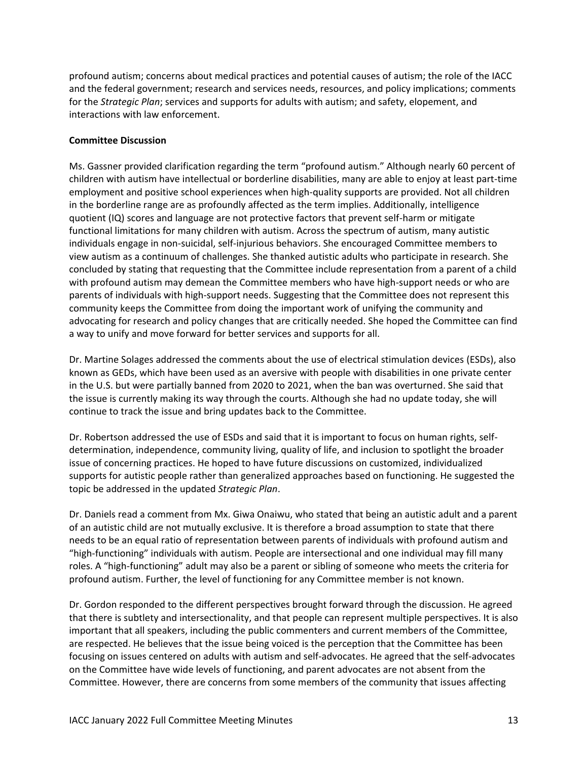profound autism; concerns about medical practices and potential causes of autism; the role of the IACC and the federal government; research and services needs, resources, and policy implications; comments for the *Strategic Plan*; services and supports for adults with autism; and safety, elopement, and interactions with law enforcement.

**Committee Discussion**

Ms. Gassner provided clarification regarding the term "profound autism." Although nearly 60 percent of children with autism have intellectual or borderline disabilities, many are able to enjoy at least part-time employment and positive school experiences when high-quality supports are provided. Not all children in the borderline range are as profoundly affected as the term implies. Additionally, intelligence quotient (IQ) scores and language are not protective factors that prevent self-harm or mitigate functional limitations for many children with autism. Across the spectrum of autism, many autistic individuals engage in non-suicidal, self-injurious behaviors. She encouraged Committee members to view autism as a continuum of challenges. She thanked autistic adults who participate in research. She concluded by stating that requesting that the Committee include representation from a parent of a child with profound autism may demean the Committee members who have high-support needs or who are parents of individuals with high-support needs. Suggesting that the Committee does not represent this community keeps the Committee from doing the important work of unifying the community and advocating for research and policy changes that are critically needed. She hoped the Committee can find a way to unify and move forward for better services and supports for all.

Dr. Martine Solages addressed the comments about the use of electrical stimulation devices (ESDs), also known as GEDs, which have been used as an aversive with people with disabilities in one private center in the U.S. but were partially banned from 2020 to 2021, when the ban was overturned. She said that the issue is currently making its way through the courts. Although she had no update today, she will continue to track the issue and bring updates back to the Committee.

Dr. Robertson addressed the use of ESDs and said that it is important to focus on human rights, self-determination, independence, community living, quality of life, and inclusion to spotlight the broader issue of concerning practices. He hoped to have future discussions on customized, individualized supports for autistic people rather than generalized approaches based on functioning. He suggested the topic be addressed in the updated *Strategic Plan*.

Dr. Daniels read a comment from Mx. Giwa Onaiwu, who stated that being an autistic adult and a parent of an autistic child are not mutually exclusive. It is therefore a broad assumption to state that there needs to be an equal ratio of representation between parents of individuals with profound autism and "high-functioning" individuals with autism. People are intersectional and one individual may fill many roles. A "high-functioning" adult may also be a parent or sibling of someone who meets the criteria for profound autism. Further, the level of functioning for any Committee member is not known.

Dr. Gordon responded to the different perspectives brought forward through the discussion. He agreed that there is subtlety and intersectionality, and that people can represent multiple perspectives. It is also important that all speakers, including the public commenters and current members of the Committee, are respected. He believes that the issue being voiced is the perception that the Committee has been focusing on issues centered on adults with autism and self-advocates. He agreed that the self-advocates on the Committee have wide levels of functioning, and parent advocates are not absent from the Committee. However, there are concerns from some members of the community that issues affecting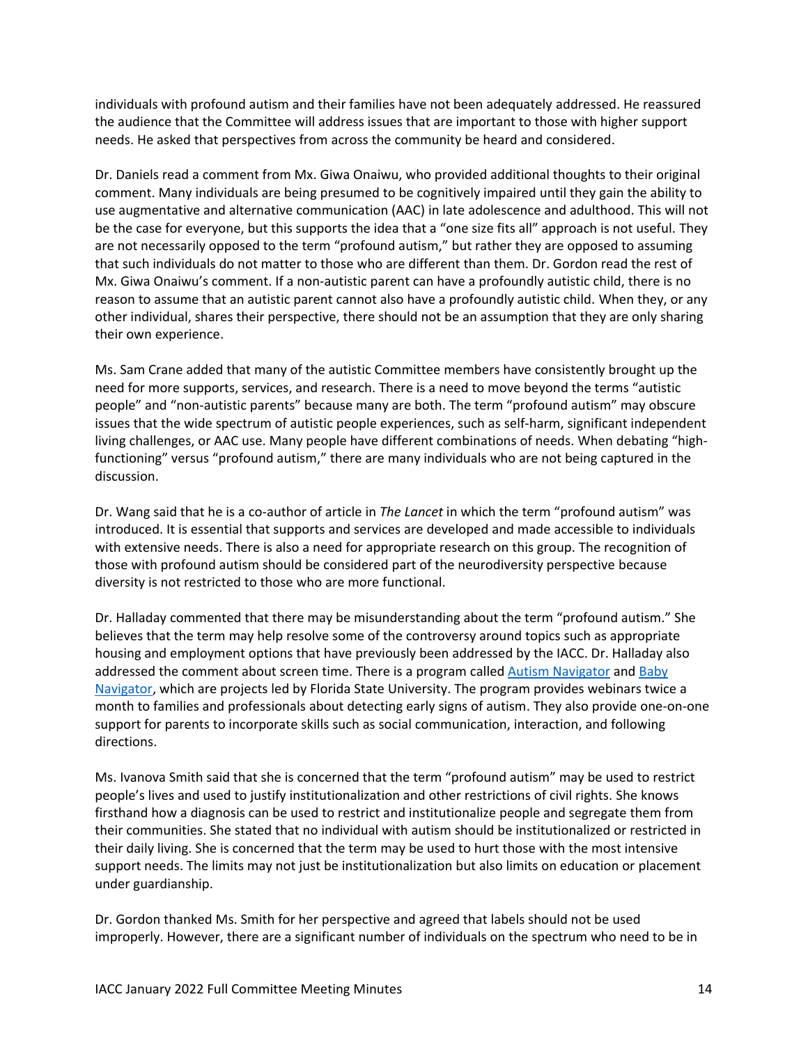individuals with profound autism and their families have not been adequately addressed. He reassured the audience that the Committee will address issues that are important to those with higher support needs. He asked that perspectives from across the community be heard and considered.

Dr. Daniels read a comment from Mx. Giwa Onaiwu, who provided additional thoughts to their original comment. Many individuals are being presumed to be cognitively impaired until they gain the ability to use augmentative and alternative communication (AAC) in late adolescence and adulthood. This will not be the case for everyone, but this supports the idea that a "one size fits all" approach is not useful. They are not necessarily opposed to the term "profound autism," but rather they are opposed to assuming that such individuals do not matter to those who are different than them. Dr. Gordon read the rest of Mx. Giwa Onaiwu's comment. If a non-autistic parent can have a profoundly autistic child, there is no reason to assume that an autistic parent cannot also have a profoundly autistic child. When they, or any other individual, shares their perspective, there should not be an assumption that they are only sharing their own experience.

Ms. Sam Crane added that many of the autistic Committee members have consistently brought up the need for more supports, services, and research. There is a need to move beyond the terms "autistic people" and "non-autistic parents" because many are both. The term "profound autism" may obscure issues that the wide spectrum of autistic people experiences, such as self-harm, significant independent living challenges, or AAC use. Many people have different combinations of needs. When debating "high-functioning" versus "profound autism," there are many individuals who are not being captured in the discussion.

Dr. Wang said that he is a co-author of article in *The Lancet* in which the term "profound autism" was introduced. It is essential that supports and services are developed and made accessible to individuals with extensive needs. There is also a need for appropriate research on this group. The recognition of those with profound autism should be considered part of the neurodiversity perspective because diversity is not restricted to those who are more functional.

Dr. Halladay commented that there may be misunderstanding about the term "profound autism." She believes that the term may help resolve some of the controversy around topics such as appropriate housing and employment options that have previously been addressed by the IACC. Dr. Halladay also addressed the comment about screen time. There is a program called Autism Navigator and Baby Navigator, which are projects led by Florida State University. The program provides webinars twice a month to families and professionals about detecting early signs of autism. They also provide one-on-one support for parents to incorporate skills such as social communication, interaction, and following directions.

Ms. Ivanova Smith said that she is concerned that the term "profound autism" may be used to restrict people's lives and used to justify institutionalization and other restrictions of civil rights. She knows firsthand how a diagnosis can be used to restrict and institutionalize people and segregate them from their communities. She stated that no individual with autism should be institutionalized or restricted in their daily living. She is concerned that the term may be used to hurt those with the most intensive support needs. The limits may not just be institutionalization but also limits on education or placement under guardianship.

Dr. Gordon thanked Ms. Smith for her perspective and agreed that labels should not be used improperly. However, there are a significant number of individuals on the spectrum who need to be in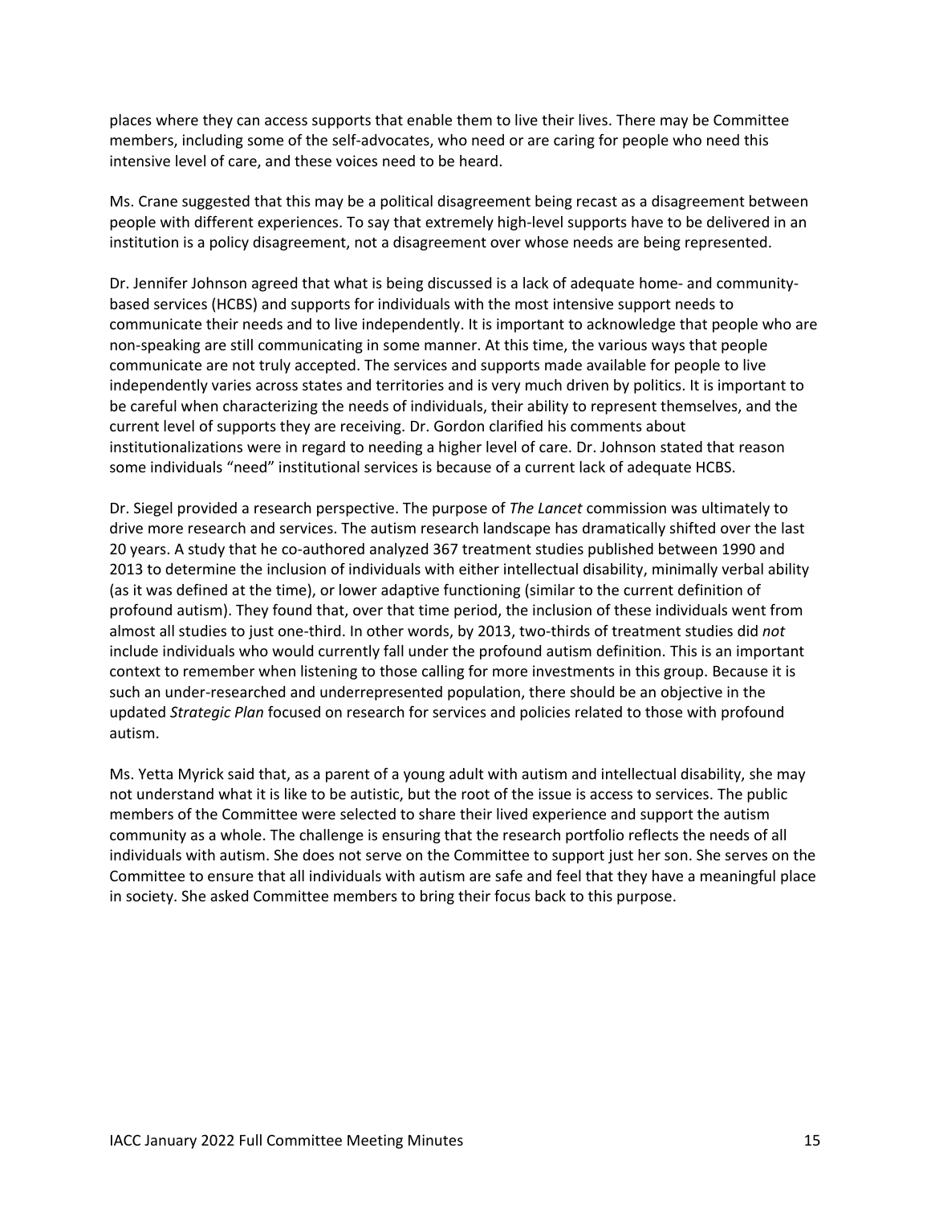places where they can access supports that enable them to live their lives. There may be Committee members, including some of the self-advocates, who need or are caring for people who need this intensive level of care, and these voices need to be heard.

Ms. Crane suggested that this may be a political disagreement being recast as a disagreement between people with different experiences. To say that extremely high-level supports have to be delivered in an institution is a policy disagreement, not a disagreement over whose needs are being represented.

Dr. Jennifer Johnson agreed that what is being discussed is a lack of adequate home- and community-based services (HCBS) and supports for individuals with the most intensive support needs to communicate their needs and to live independently. It is important to acknowledge that people who are non-speaking are still communicating in some manner. At this time, the various ways that people communicate are not truly accepted. The services and supports made available for people to live independently varies across states and territories and is very much driven by politics. It is important to be careful when characterizing the needs of individuals, their ability to represent themselves, and the current level of supports they are receiving. Dr. Gordon clarified his comments about institutionalizations were in regard to needing a higher level of care. Dr. Johnson stated that reason some individuals "need" institutional services is because of a current lack of adequate HCBS.

Dr. Siegel provided a research perspective. The purpose of *The Lancet* commission was ultimately to drive more research and services. The autism research landscape has dramatically shifted over the last 20 years. A study that he co-authored analyzed 367 treatment studies published between 1990 and 2013 to determine the inclusion of individuals with either intellectual disability, minimally verbal ability (as it was defined at the time), or lower adaptive functioning (similar to the current definition of profound autism). They found that, over that time period, the inclusion of these individuals went from almost all studies to just one-third. In other words, by 2013, two-thirds of treatment studies did *not* include individuals who would currently fall under the profound autism definition. This is an important context to remember when listening to those calling for more investments in this group. Because it is such an under-researched and underrepresented population, there should be an objective in the updated *Strategic Plan* focused on research for services and policies related to those with profound autism.

Ms. Yetta Myrick said that, as a parent of a young adult with autism and intellectual disability, she may not understand what it is like to be autistic, but the root of the issue is access to services. The public members of the Committee were selected to share their lived experience and support the autism community as a whole. The challenge is ensuring that the research portfolio reflects the needs of all individuals with autism. She does not serve on the Committee to support just her son. She serves on the Committee to ensure that all individuals with autism are safe and feel that they have a meaningful place in society. She asked Committee members to bring their focus back to this purpose.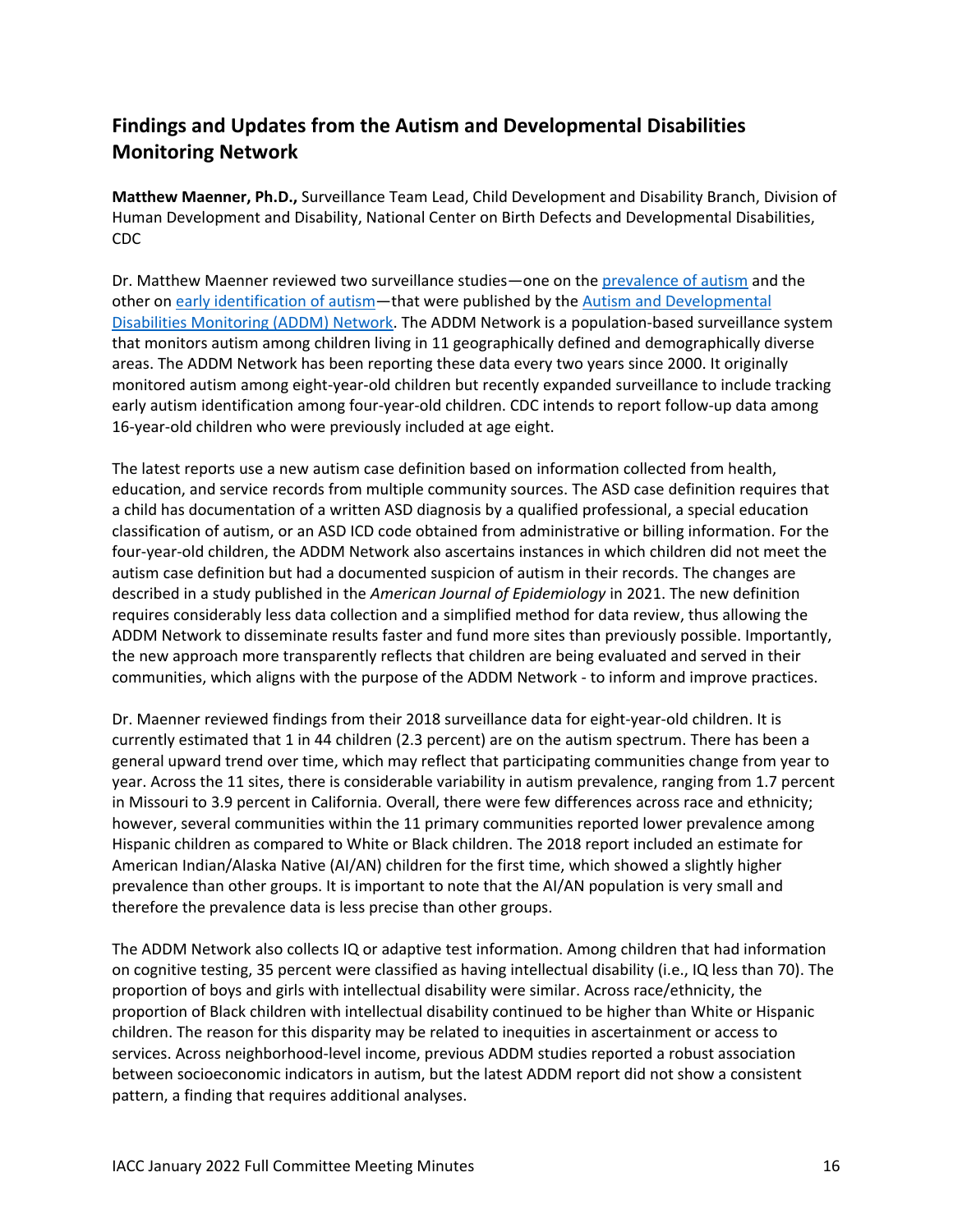## Findings and Updates from the Autism and Developmental Disabilities Monitoring Network

**Matthew Maenner, Ph.D.,** Surveillance Team Lead, Child Development and Disability Branch, Division of Human Development and Disability, National Center on Birth Defects and Developmental Disabilities, CDC

Dr. Matthew Maenner reviewed two surveillance studies—one on the prevalence of autism and the other on early identification of autism—that were published by the Autism and Developmental Disabilities Monitoring (ADDM) Network. The ADDM Network is a population-based surveillance system that monitors autism among children living in 11 geographically defined and demographically diverse areas. The ADDM Network has been reporting these data every two years since 2000. It originally monitored autism among eight-year-old children but recently expanded surveillance to include tracking early autism identification among four-year-old children. CDC intends to report follow-up data among 16-year-old children who were previously included at age eight.

The latest reports use a new autism case definition based on information collected from health, education, and service records from multiple community sources. The ASD case definition requires that a child has documentation of a written ASD diagnosis by a qualified professional, a special education classification of autism, or an ASD ICD code obtained from administrative or billing information. For the four-year-old children, the ADDM Network also ascertains instances in which children did not meet the autism case definition but had a documented suspicion of autism in their records. The changes are described in a study published in the *American Journal of Epidemiology* in 2021. The new definition requires considerably less data collection and a simplified method for data review, thus allowing the ADDM Network to disseminate results faster and fund more sites than previously possible. Importantly, the new approach more transparently reflects that children are being evaluated and served in their communities, which aligns with the purpose of the ADDM Network - to inform and improve practices.

Dr. Maenner reviewed findings from their 2018 surveillance data for eight-year-old children. It is currently estimated that 1 in 44 children (2.3 percent) are on the autism spectrum. There has been a general upward trend over time, which may reflect that participating communities change from year to year. Across the 11 sites, there is considerable variability in autism prevalence, ranging from 1.7 percent in Missouri to 3.9 percent in California. Overall, there were few differences across race and ethnicity; however, several communities within the 11 primary communities reported lower prevalence among Hispanic children as compared to White or Black children. The 2018 report included an estimate for American Indian/Alaska Native (AI/AN) children for the first time, which showed a slightly higher prevalence than other groups. It is important to note that the AI/AN population is very small and therefore the prevalence data is less precise than other groups.

The ADDM Network also collects IQ or adaptive test information. Among children that had information on cognitive testing, 35 percent were classified as having intellectual disability (i.e., IQ less than 70). The proportion of boys and girls with intellectual disability were similar. Across race/ethnicity, the proportion of Black children with intellectual disability continued to be higher than White or Hispanic children. The reason for this disparity may be related to inequities in ascertainment or access to services. Across neighborhood-level income, previous ADDM studies reported a robust association between socioeconomic indicators in autism, but the latest ADDM report did not show a consistent pattern, a finding that requires additional analyses.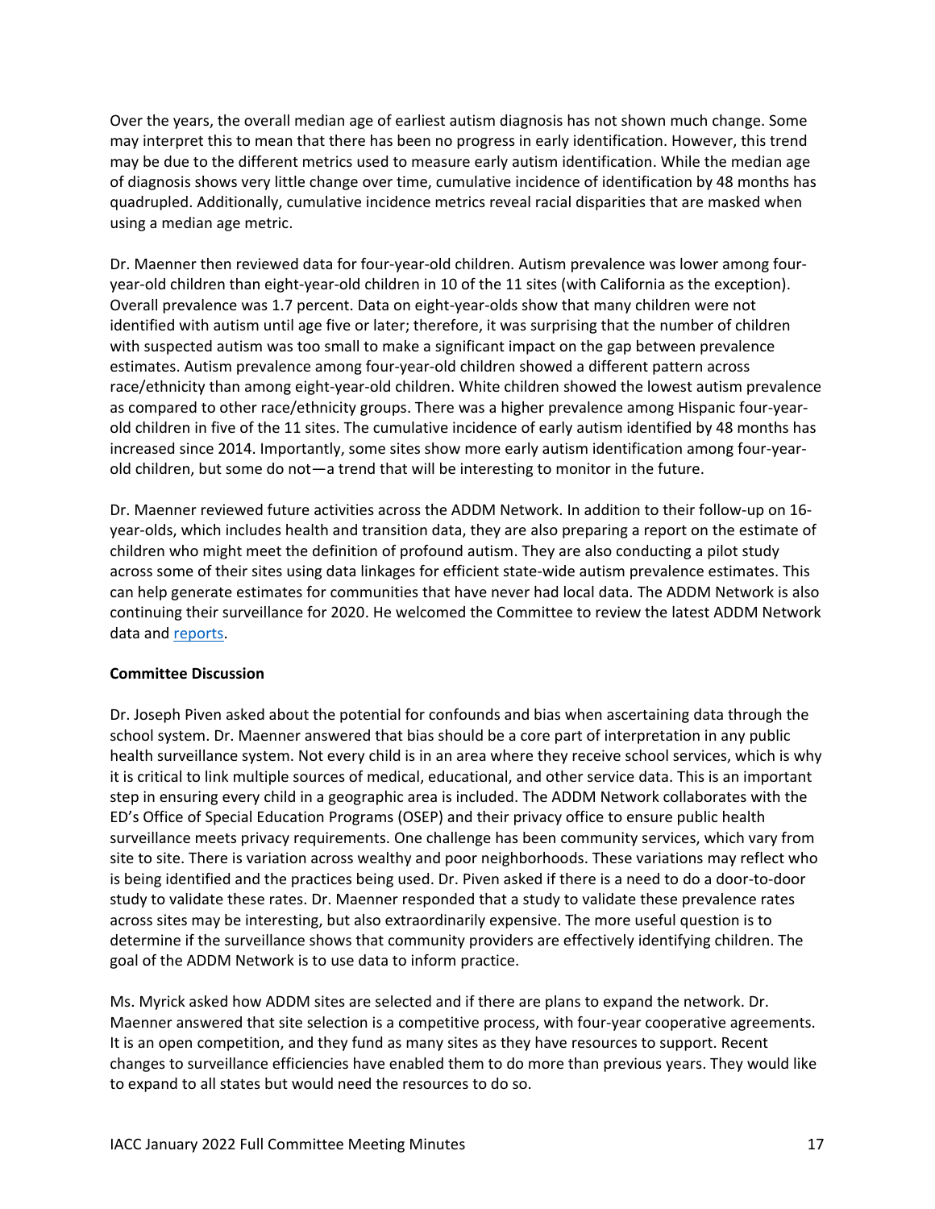Over the years, the overall median age of earliest autism diagnosis has not shown much change. Some may interpret this to mean that there has been no progress in early identification. However, this trend may be due to the different metrics used to measure early autism identification. While the median age of diagnosis shows very little change over time, cumulative incidence of identification by 48 months has quadrupled. Additionally, cumulative incidence metrics reveal racial disparities that are masked when using a median age metric.

Dr. Maenner then reviewed data for four-year-old children. Autism prevalence was lower among four-year-old children than eight-year-old children in 10 of the 11 sites (with California as the exception). Overall prevalence was 1.7 percent. Data on eight-year-olds show that many children were not identified with autism until age five or later; therefore, it was surprising that the number of children with suspected autism was too small to make a significant impact on the gap between prevalence estimates. Autism prevalence among four-year-old children showed a different pattern across race/ethnicity than among eight-year-old children. White children showed the lowest autism prevalence as compared to other race/ethnicity groups. There was a higher prevalence among Hispanic four-year-old children in five of the 11 sites. The cumulative incidence of early autism identified by 48 months has increased since 2014. Importantly, some sites show more early autism identification among four-year-old children, but some do not—a trend that will be interesting to monitor in the future.

Dr. Maenner reviewed future activities across the ADDM Network. In addition to their follow-up on 16-year-olds, which includes health and transition data, they are also preparing a report on the estimate of children who might meet the definition of profound autism. They are also conducting a pilot study across some of their sites using data linkages for efficient state-wide autism prevalence estimates. This can help generate estimates for communities that have never had local data. The ADDM Network is also continuing their surveillance for 2020. He welcomed the Committee to review the latest ADDM Network data and reports.

**Committee Discussion**

Dr. Joseph Piven asked about the potential for confounds and bias when ascertaining data through the school system. Dr. Maenner answered that bias should be a core part of interpretation in any public health surveillance system. Not every child is in an area where they receive school services, which is why it is critical to link multiple sources of medical, educational, and other service data. This is an important step in ensuring every child in a geographic area is included. The ADDM Network collaborates with the ED's Office of Special Education Programs (OSEP) and their privacy office to ensure public health surveillance meets privacy requirements. One challenge has been community services, which vary from site to site. There is variation across wealthy and poor neighborhoods. These variations may reflect who is being identified and the practices being used. Dr. Piven asked if there is a need to do a door-to-door study to validate these rates. Dr. Maenner responded that a study to validate these prevalence rates across sites may be interesting, but also extraordinarily expensive. The more useful question is to determine if the surveillance shows that community providers are effectively identifying children. The goal of the ADDM Network is to use data to inform practice.

Ms. Myrick asked how ADDM sites are selected and if there are plans to expand the network. Dr. Maenner answered that site selection is a competitive process, with four-year cooperative agreements. It is an open competition, and they fund as many sites as they have resources to support. Recent changes to surveillance efficiencies have enabled them to do more than previous years. They would like to expand to all states but would need the resources to do so.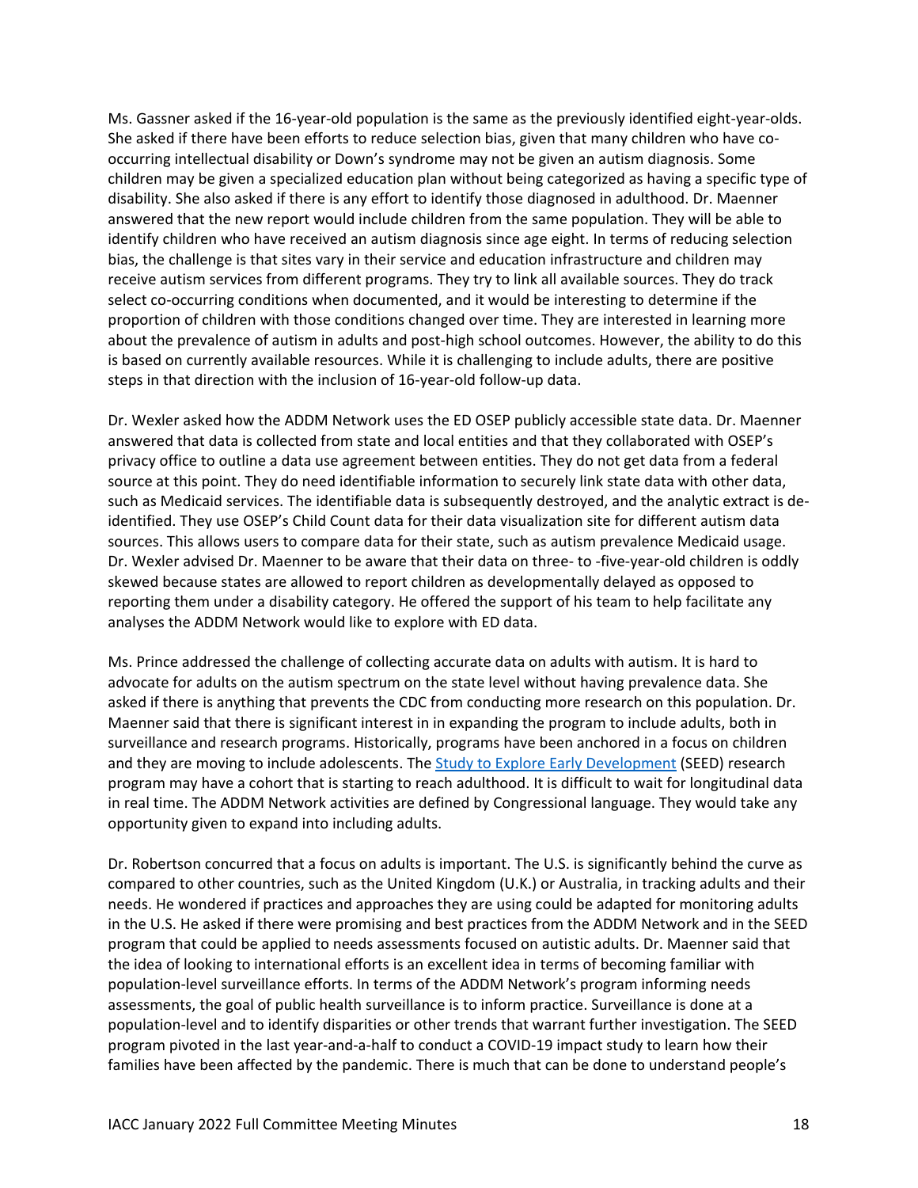Ms. Gassner asked if the 16-year-old population is the same as the previously identified eight-year-olds. She asked if there have been efforts to reduce selection bias, given that many children who have co-occurring intellectual disability or Down's syndrome may not be given an autism diagnosis. Some children may be given a specialized education plan without being categorized as having a specific type of disability. She also asked if there is any effort to identify those diagnosed in adulthood. Dr. Maenner answered that the new report would include children from the same population. They will be able to identify children who have received an autism diagnosis since age eight. In terms of reducing selection bias, the challenge is that sites vary in their service and education infrastructure and children may receive autism services from different programs. They try to link all available sources. They do track select co-occurring conditions when documented, and it would be interesting to determine if the proportion of children with those conditions changed over time. They are interested in learning more about the prevalence of autism in adults and post-high school outcomes. However, the ability to do this is based on currently available resources. While it is challenging to include adults, there are positive steps in that direction with the inclusion of 16-year-old follow-up data.

Dr. Wexler asked how the ADDM Network uses the ED OSEP publicly accessible state data. Dr. Maenner answered that data is collected from state and local entities and that they collaborated with OSEP's privacy office to outline a data use agreement between entities. They do not get data from a federal source at this point. They do need identifiable information to securely link state data with other data, such as Medicaid services. The identifiable data is subsequently destroyed, and the analytic extract is de-identified. They use OSEP's Child Count data for their data visualization site for different autism data sources. This allows users to compare data for their state, such as autism prevalence Medicaid usage. Dr. Wexler advised Dr. Maenner to be aware that their data on three- to -five-year-old children is oddly skewed because states are allowed to report children as developmentally delayed as opposed to reporting them under a disability category. He offered the support of his team to help facilitate any analyses the ADDM Network would like to explore with ED data.

Ms. Prince addressed the challenge of collecting accurate data on adults with autism. It is hard to advocate for adults on the autism spectrum on the state level without having prevalence data. She asked if there is anything that prevents the CDC from conducting more research on this population. Dr. Maenner said that there is significant interest in in expanding the program to include adults, both in surveillance and research programs. Historically, programs have been anchored in a focus on children and they are moving to include adolescents. The Study to Explore Early Development (SEED) research program may have a cohort that is starting to reach adulthood. It is difficult to wait for longitudinal data in real time. The ADDM Network activities are defined by Congressional language. They would take any opportunity given to expand into including adults.

Dr. Robertson concurred that a focus on adults is important. The U.S. is significantly behind the curve as compared to other countries, such as the United Kingdom (U.K.) or Australia, in tracking adults and their needs. He wondered if practices and approaches they are using could be adapted for monitoring adults in the U.S. He asked if there were promising and best practices from the ADDM Network and in the SEED program that could be applied to needs assessments focused on autistic adults. Dr. Maenner said that the idea of looking to international efforts is an excellent idea in terms of becoming familiar with population-level surveillance efforts. In terms of the ADDM Network's program informing needs assessments, the goal of public health surveillance is to inform practice. Surveillance is done at a population-level and to identify disparities or other trends that warrant further investigation. The SEED program pivoted in the last year-and-a-half to conduct a COVID-19 impact study to learn how their families have been affected by the pandemic. There is much that can be done to understand people's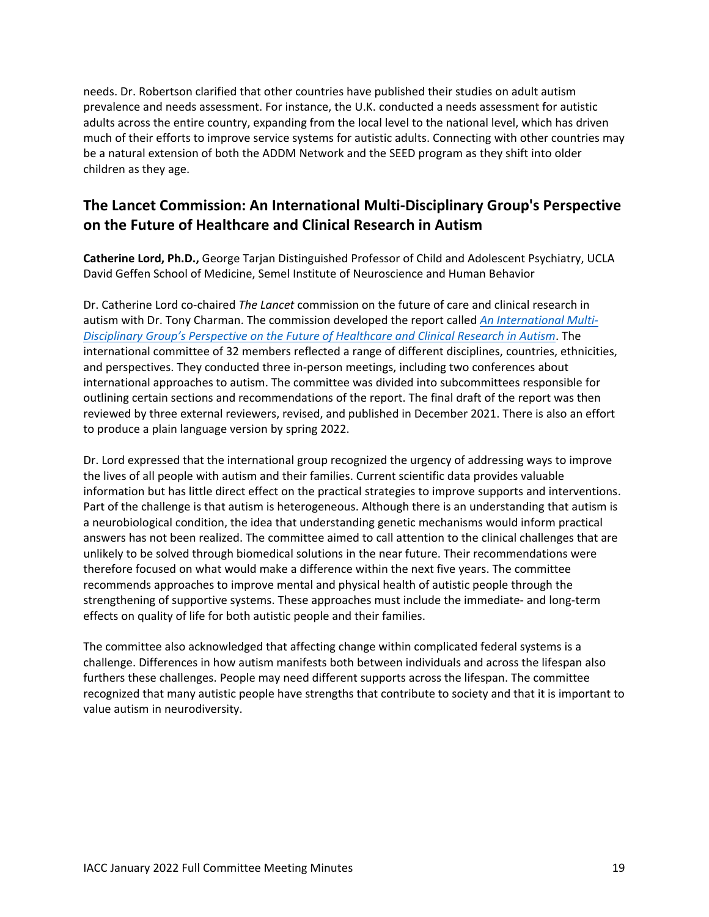needs. Dr. Robertson clarified that other countries have published their studies on adult autism prevalence and needs assessment. For instance, the U.K. conducted a needs assessment for autistic adults across the entire country, expanding from the local level to the national level, which has driven much of their efforts to improve service systems for autistic adults. Connecting with other countries may be a natural extension of both the ADDM Network and the SEED program as they shift into older children as they age.

## The Lancet Commission: An International Multi-Disciplinary Group's Perspective on the Future of Healthcare and Clinical Research in Autism

**Catherine Lord, Ph.D.,** George Tarjan Distinguished Professor of Child and Adolescent Psychiatry, UCLA David Geffen School of Medicine, Semel Institute of Neuroscience and Human Behavior

Dr. Catherine Lord co-chaired *The Lancet* commission on the future of care and clinical research in autism with Dr. Tony Charman. The commission developed the report called *An International Multi-Disciplinary Group's Perspective on the Future of Healthcare and Clinical Research in Autism*. The international committee of 32 members reflected a range of different disciplines, countries, ethnicities, and perspectives. They conducted three in-person meetings, including two conferences about international approaches to autism. The committee was divided into subcommittees responsible for outlining certain sections and recommendations of the report. The final draft of the report was then reviewed by three external reviewers, revised, and published in December 2021. There is also an effort to produce a plain language version by spring 2022.

Dr. Lord expressed that the international group recognized the urgency of addressing ways to improve the lives of all people with autism and their families. Current scientific data provides valuable information but has little direct effect on the practical strategies to improve supports and interventions. Part of the challenge is that autism is heterogeneous. Although there is an understanding that autism is a neurobiological condition, the idea that understanding genetic mechanisms would inform practical answers has not been realized. The committee aimed to call attention to the clinical challenges that are unlikely to be solved through biomedical solutions in the near future. Their recommendations were therefore focused on what would make a difference within the next five years. The committee recommends approaches to improve mental and physical health of autistic people through the strengthening of supportive systems. These approaches must include the immediate- and long-term effects on quality of life for both autistic people and their families.

The committee also acknowledged that affecting change within complicated federal systems is a challenge. Differences in how autism manifests both between individuals and across the lifespan also furthers these challenges. People may need different supports across the lifespan. The committee recognized that many autistic people have strengths that contribute to society and that it is important to value autism in neurodiversity.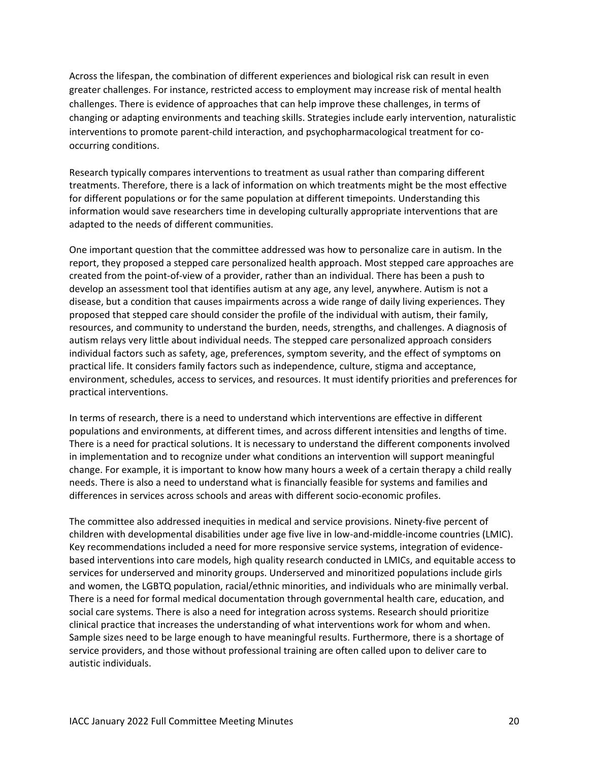Across the lifespan, the combination of different experiences and biological risk can result in even greater challenges. For instance, restricted access to employment may increase risk of mental health challenges. There is evidence of approaches that can help improve these challenges, in terms of changing or adapting environments and teaching skills. Strategies include early intervention, naturalistic interventions to promote parent-child interaction, and psychopharmacological treatment for co-occurring conditions.

Research typically compares interventions to treatment as usual rather than comparing different treatments. Therefore, there is a lack of information on which treatments might be the most effective for different populations or for the same population at different timepoints. Understanding this information would save researchers time in developing culturally appropriate interventions that are adapted to the needs of different communities.

One important question that the committee addressed was how to personalize care in autism. In the report, they proposed a stepped care personalized health approach. Most stepped care approaches are created from the point-of-view of a provider, rather than an individual. There has been a push to develop an assessment tool that identifies autism at any age, any level, anywhere. Autism is not a disease, but a condition that causes impairments across a wide range of daily living experiences. They proposed that stepped care should consider the profile of the individual with autism, their family, resources, and community to understand the burden, needs, strengths, and challenges. A diagnosis of autism relays very little about individual needs. The stepped care personalized approach considers individual factors such as safety, age, preferences, symptom severity, and the effect of symptoms on practical life. It considers family factors such as independence, culture, stigma and acceptance, environment, schedules, access to services, and resources. It must identify priorities and preferences for practical interventions.

In terms of research, there is a need to understand which interventions are effective in different populations and environments, at different times, and across different intensities and lengths of time. There is a need for practical solutions. It is necessary to understand the different components involved in implementation and to recognize under what conditions an intervention will support meaningful change. For example, it is important to know how many hours a week of a certain therapy a child really needs. There is also a need to understand what is financially feasible for systems and families and differences in services across schools and areas with different socio-economic profiles.

The committee also addressed inequities in medical and service provisions. Ninety-five percent of children with developmental disabilities under age five live in low-and-middle-income countries (LMIC). Key recommendations included a need for more responsive service systems, integration of evidence-based interventions into care models, high quality research conducted in LMICs, and equitable access to services for underserved and minority groups. Underserved and minoritized populations include girls and women, the LGBTQ population, racial/ethnic minorities, and individuals who are minimally verbal. There is a need for formal medical documentation through governmental health care, education, and social care systems. There is also a need for integration across systems. Research should prioritize clinical practice that increases the understanding of what interventions work for whom and when. Sample sizes need to be large enough to have meaningful results. Furthermore, there is a shortage of service providers, and those without professional training are often called upon to deliver care to autistic individuals.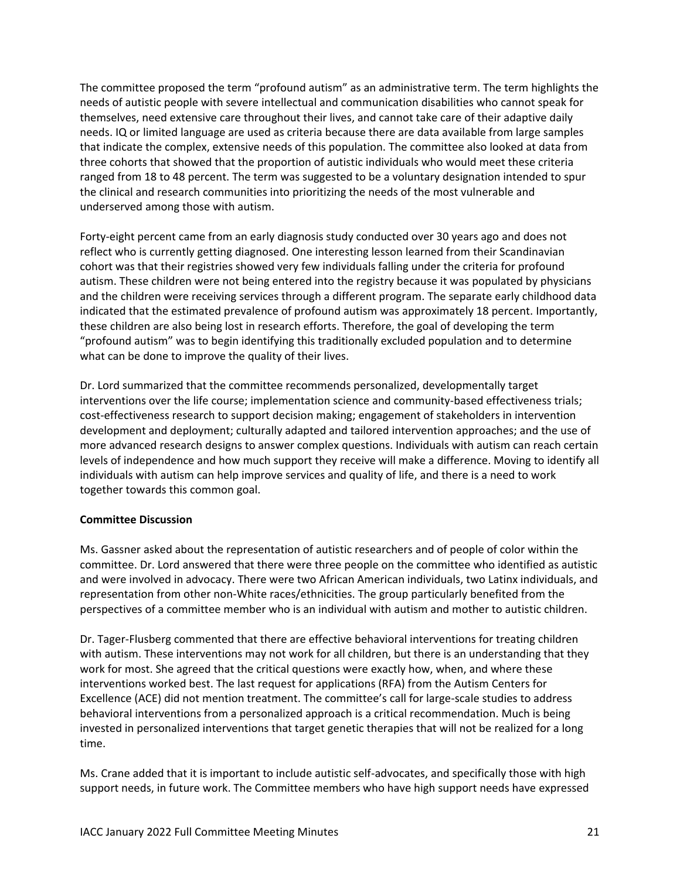The committee proposed the term "profound autism" as an administrative term. The term highlights the needs of autistic people with severe intellectual and communication disabilities who cannot speak for themselves, need extensive care throughout their lives, and cannot take care of their adaptive daily needs. IQ or limited language are used as criteria because there are data available from large samples that indicate the complex, extensive needs of this population. The committee also looked at data from three cohorts that showed that the proportion of autistic individuals who would meet these criteria ranged from 18 to 48 percent. The term was suggested to be a voluntary designation intended to spur the clinical and research communities into prioritizing the needs of the most vulnerable and underserved among those with autism.

Forty-eight percent came from an early diagnosis study conducted over 30 years ago and does not reflect who is currently getting diagnosed. One interesting lesson learned from their Scandinavian cohort was that their registries showed very few individuals falling under the criteria for profound autism. These children were not being entered into the registry because it was populated by physicians and the children were receiving services through a different program. The separate early childhood data indicated that the estimated prevalence of profound autism was approximately 18 percent. Importantly, these children are also being lost in research efforts. Therefore, the goal of developing the term "profound autism" was to begin identifying this traditionally excluded population and to determine what can be done to improve the quality of their lives.

Dr. Lord summarized that the committee recommends personalized, developmentally target interventions over the life course; implementation science and community-based effectiveness trials; cost-effectiveness research to support decision making; engagement of stakeholders in intervention development and deployment; culturally adapted and tailored intervention approaches; and the use of more advanced research designs to answer complex questions. Individuals with autism can reach certain levels of independence and how much support they receive will make a difference. Moving to identify all individuals with autism can help improve services and quality of life, and there is a need to work together towards this common goal.

**Committee Discussion**

Ms. Gassner asked about the representation of autistic researchers and of people of color within the committee. Dr. Lord answered that there were three people on the committee who identified as autistic and were involved in advocacy. There were two African American individuals, two Latinx individuals, and representation from other non-White races/ethnicities. The group particularly benefited from the perspectives of a committee member who is an individual with autism and mother to autistic children.

Dr. Tager-Flusberg commented that there are effective behavioral interventions for treating children with autism. These interventions may not work for all children, but there is an understanding that they work for most. She agreed that the critical questions were exactly how, when, and where these interventions worked best. The last request for applications (RFA) from the Autism Centers for Excellence (ACE) did not mention treatment. The committee's call for large-scale studies to address behavioral interventions from a personalized approach is a critical recommendation. Much is being invested in personalized interventions that target genetic therapies that will not be realized for a long time.

Ms. Crane added that it is important to include autistic self-advocates, and specifically those with high support needs, in future work. The Committee members who have high support needs have expressed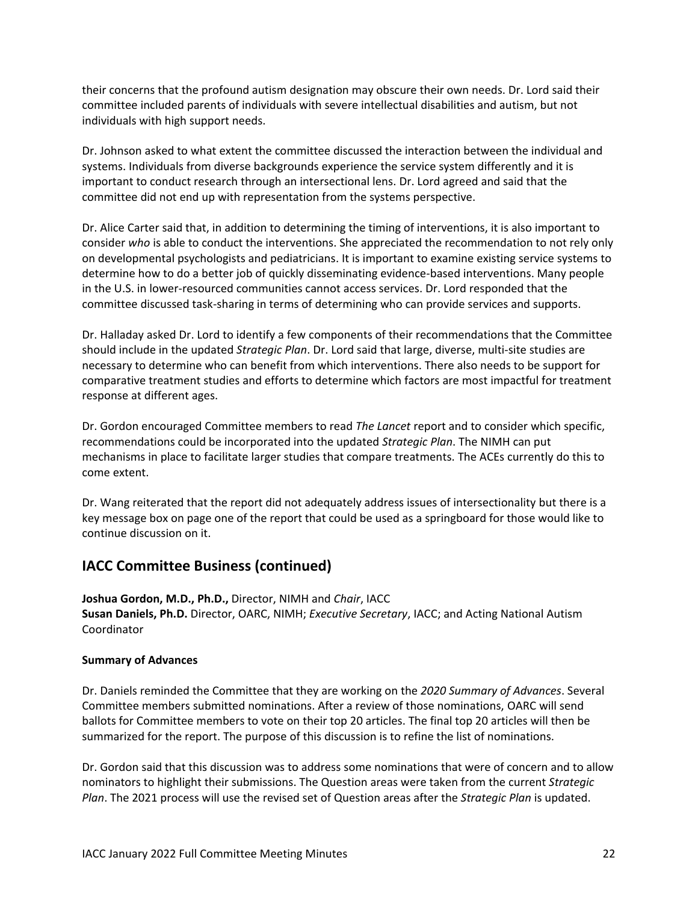their concerns that the profound autism designation may obscure their own needs. Dr. Lord said their committee included parents of individuals with severe intellectual disabilities and autism, but not individuals with high support needs.

Dr. Johnson asked to what extent the committee discussed the interaction between the individual and systems. Individuals from diverse backgrounds experience the service system differently and it is important to conduct research through an intersectional lens. Dr. Lord agreed and said that the committee did not end up with representation from the systems perspective.

Dr. Alice Carter said that, in addition to determining the timing of interventions, it is also important to consider *who* is able to conduct the interventions. She appreciated the recommendation to not rely only on developmental psychologists and pediatricians. It is important to examine existing service systems to determine how to do a better job of quickly disseminating evidence-based interventions. Many people in the U.S. in lower-resourced communities cannot access services. Dr. Lord responded that the committee discussed task-sharing in terms of determining who can provide services and supports.

Dr. Halladay asked Dr. Lord to identify a few components of their recommendations that the Committee should include in the updated *Strategic Plan*. Dr. Lord said that large, diverse, multi-site studies are necessary to determine who can benefit from which interventions. There also needs to be support for comparative treatment studies and efforts to determine which factors are most impactful for treatment response at different ages.

Dr. Gordon encouraged Committee members to read *The Lancet* report and to consider which specific, recommendations could be incorporated into the updated *Strategic Plan*. The NIMH can put mechanisms in place to facilitate larger studies that compare treatments. The ACEs currently do this to come extent.

Dr. Wang reiterated that the report did not adequately address issues of intersectionality but there is a key message box on page one of the report that could be used as a springboard for those would like to continue discussion on it.

## IACC Committee Business (continued)

**Joshua Gordon, M.D., Ph.D.,** Director, NIMH and *Chair*, IACC
**Susan Daniels, Ph.D.** Director, OARC, NIMH; *Executive Secretary*, IACC; and Acting National Autism Coordinator

**Summary of Advances**

Dr. Daniels reminded the Committee that they are working on the *2020 Summary of Advances*. Several Committee members submitted nominations. After a review of those nominations, OARC will send ballots for Committee members to vote on their top 20 articles. The final top 20 articles will then be summarized for the report. The purpose of this discussion is to refine the list of nominations.

Dr. Gordon said that this discussion was to address some nominations that were of concern and to allow nominators to highlight their submissions. The Question areas were taken from the current *Strategic Plan*. The 2021 process will use the revised set of Question areas after the *Strategic Plan* is updated.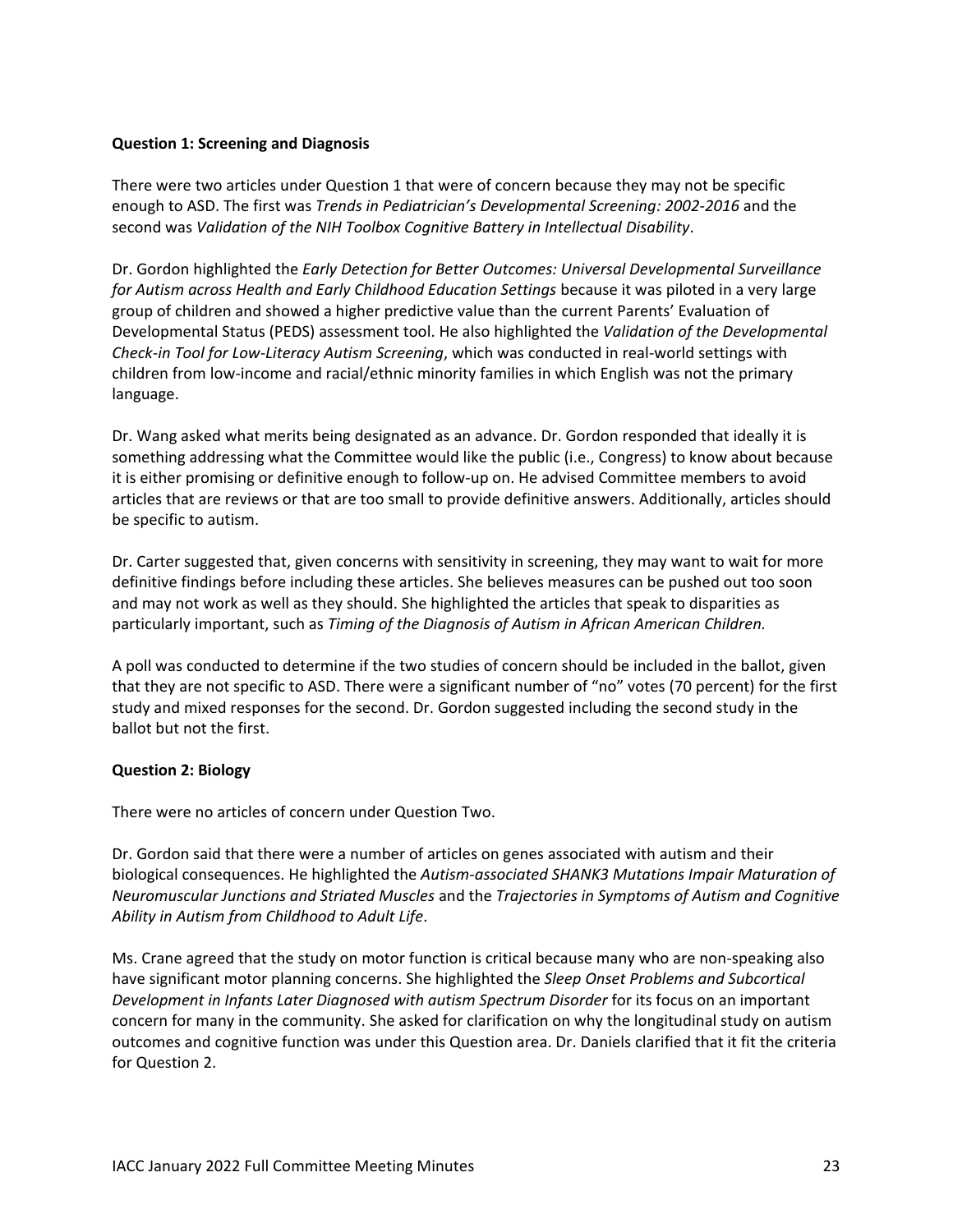**Question 1: Screening and Diagnosis**

There were two articles under Question 1 that were of concern because they may not be specific enough to ASD. The first was *Trends in Pediatrician's Developmental Screening: 2002-2016* and the second was *Validation of the NIH Toolbox Cognitive Battery in Intellectual Disability*.

Dr. Gordon highlighted the *Early Detection for Better Outcomes: Universal Developmental Surveillance for Autism across Health and Early Childhood Education Settings* because it was piloted in a very large group of children and showed a higher predictive value than the current Parents' Evaluation of Developmental Status (PEDS) assessment tool. He also highlighted the *Validation of the Developmental Check-in Tool for Low-Literacy Autism Screening*, which was conducted in real-world settings with children from low-income and racial/ethnic minority families in which English was not the primary language.

Dr. Wang asked what merits being designated as an advance. Dr. Gordon responded that ideally it is something addressing what the Committee would like the public (i.e., Congress) to know about because it is either promising or definitive enough to follow-up on. He advised Committee members to avoid articles that are reviews or that are too small to provide definitive answers. Additionally, articles should be specific to autism.

Dr. Carter suggested that, given concerns with sensitivity in screening, they may want to wait for more definitive findings before including these articles. She believes measures can be pushed out too soon and may not work as well as they should. She highlighted the articles that speak to disparities as particularly important, such as *Timing of the Diagnosis of Autism in African American Children.*

A poll was conducted to determine if the two studies of concern should be included in the ballot, given that they are not specific to ASD. There were a significant number of "no" votes (70 percent) for the first study and mixed responses for the second. Dr. Gordon suggested including the second study in the ballot but not the first.

**Question 2: Biology**

There were no articles of concern under Question Two.

Dr. Gordon said that there were a number of articles on genes associated with autism and their biological consequences. He highlighted the *Autism-associated SHANK3 Mutations Impair Maturation of Neuromuscular Junctions and Striated Muscles* and the *Trajectories in Symptoms of Autism and Cognitive Ability in Autism from Childhood to Adult Life*.

Ms. Crane agreed that the study on motor function is critical because many who are non-speaking also have significant motor planning concerns. She highlighted the *Sleep Onset Problems and Subcortical Development in Infants Later Diagnosed with autism Spectrum Disorder* for its focus on an important concern for many in the community. She asked for clarification on why the longitudinal study on autism outcomes and cognitive function was under this Question area. Dr. Daniels clarified that it fit the criteria for Question 2.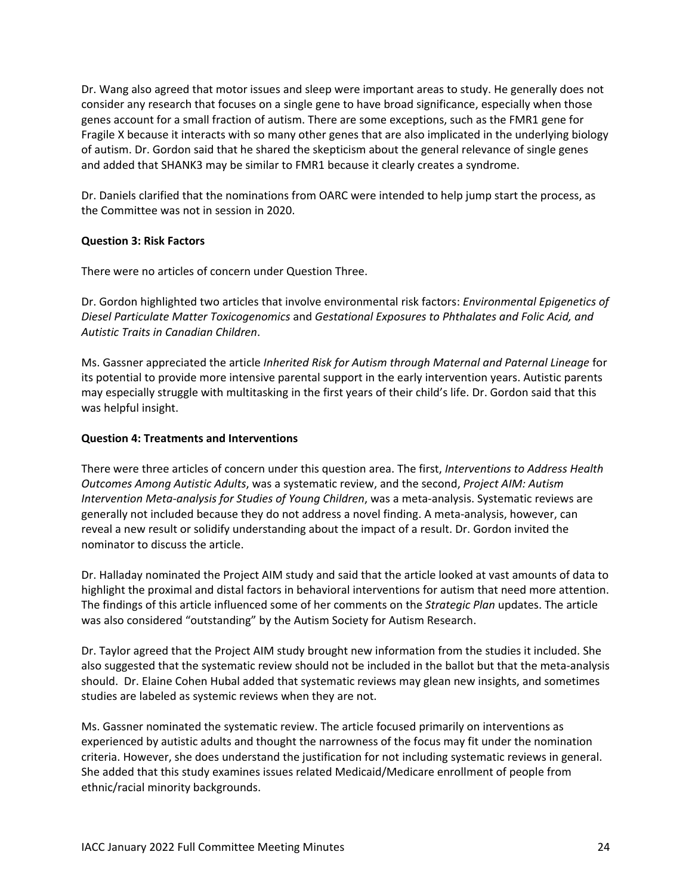Dr. Wang also agreed that motor issues and sleep were important areas to study. He generally does not consider any research that focuses on a single gene to have broad significance, especially when those genes account for a small fraction of autism. There are some exceptions, such as the FMR1 gene for Fragile X because it interacts with so many other genes that are also implicated in the underlying biology of autism. Dr. Gordon said that he shared the skepticism about the general relevance of single genes and added that SHANK3 may be similar to FMR1 because it clearly creates a syndrome.

Dr. Daniels clarified that the nominations from OARC were intended to help jump start the process, as the Committee was not in session in 2020.

**Question 3: Risk Factors**

There were no articles of concern under Question Three.

Dr. Gordon highlighted two articles that involve environmental risk factors: *Environmental Epigenetics of Diesel Particulate Matter Toxicogenomics* and *Gestational Exposures to Phthalates and Folic Acid, and Autistic Traits in Canadian Children*.

Ms. Gassner appreciated the article *Inherited Risk for Autism through Maternal and Paternal Lineage* for its potential to provide more intensive parental support in the early intervention years. Autistic parents may especially struggle with multitasking in the first years of their child's life. Dr. Gordon said that this was helpful insight.

**Question 4: Treatments and Interventions**

There were three articles of concern under this question area. The first, *Interventions to Address Health Outcomes Among Autistic Adults*, was a systematic review, and the second, *Project AIM: Autism Intervention Meta-analysis for Studies of Young Children*, was a meta-analysis. Systematic reviews are generally not included because they do not address a novel finding. A meta-analysis, however, can reveal a new result or solidify understanding about the impact of a result. Dr. Gordon invited the nominator to discuss the article.

Dr. Halladay nominated the Project AIM study and said that the article looked at vast amounts of data to highlight the proximal and distal factors in behavioral interventions for autism that need more attention. The findings of this article influenced some of her comments on the *Strategic Plan* updates. The article was also considered "outstanding" by the Autism Society for Autism Research.

Dr. Taylor agreed that the Project AIM study brought new information from the studies it included. She also suggested that the systematic review should not be included in the ballot but that the meta-analysis should. Dr. Elaine Cohen Hubal added that systematic reviews may glean new insights, and sometimes studies are labeled as systemic reviews when they are not.

Ms. Gassner nominated the systematic review. The article focused primarily on interventions as experienced by autistic adults and thought the narrowness of the focus may fit under the nomination criteria. However, she does understand the justification for not including systematic reviews in general. She added that this study examines issues related Medicaid/Medicare enrollment of people from ethnic/racial minority backgrounds.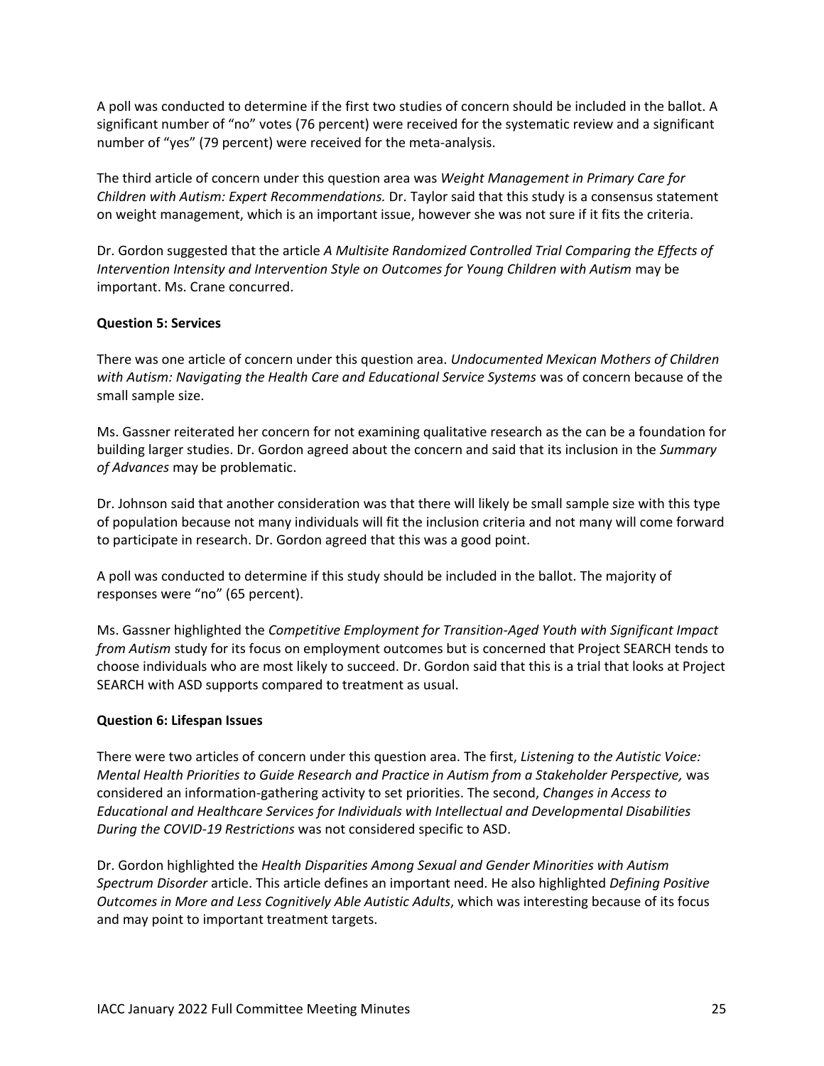A poll was conducted to determine if the first two studies of concern should be included in the ballot. A significant number of "no" votes (76 percent) were received for the systematic review and a significant number of "yes" (79 percent) were received for the meta-analysis.

The third article of concern under this question area was *Weight Management in Primary Care for Children with Autism: Expert Recommendations.* Dr. Taylor said that this study is a consensus statement on weight management, which is an important issue, however she was not sure if it fits the criteria.

Dr. Gordon suggested that the article *A Multisite Randomized Controlled Trial Comparing the Effects of Intervention Intensity and Intervention Style on Outcomes for Young Children with Autism* may be important. Ms. Crane concurred.

**Question 5: Services**

There was one article of concern under this question area. *Undocumented Mexican Mothers of Children with Autism: Navigating the Health Care and Educational Service Systems* was of concern because of the small sample size.

Ms. Gassner reiterated her concern for not examining qualitative research as the can be a foundation for building larger studies. Dr. Gordon agreed about the concern and said that its inclusion in the *Summary of Advances* may be problematic.

Dr. Johnson said that another consideration was that there will likely be small sample size with this type of population because not many individuals will fit the inclusion criteria and not many will come forward to participate in research. Dr. Gordon agreed that this was a good point.

A poll was conducted to determine if this study should be included in the ballot. The majority of responses were "no" (65 percent).

Ms. Gassner highlighted the *Competitive Employment for Transition-Aged Youth with Significant Impact from Autism* study for its focus on employment outcomes but is concerned that Project SEARCH tends to choose individuals who are most likely to succeed. Dr. Gordon said that this is a trial that looks at Project SEARCH with ASD supports compared to treatment as usual.

**Question 6: Lifespan Issues**

There were two articles of concern under this question area. The first, *Listening to the Autistic Voice: Mental Health Priorities to Guide Research and Practice in Autism from a Stakeholder Perspective,* was considered an information-gathering activity to set priorities. The second, *Changes in Access to Educational and Healthcare Services for Individuals with Intellectual and Developmental Disabilities During the COVID-19 Restrictions* was not considered specific to ASD.

Dr. Gordon highlighted the *Health Disparities Among Sexual and Gender Minorities with Autism Spectrum Disorder* article. This article defines an important need. He also highlighted *Defining Positive Outcomes in More and Less Cognitively Able Autistic Adults*, which was interesting because of its focus and may point to important treatment targets.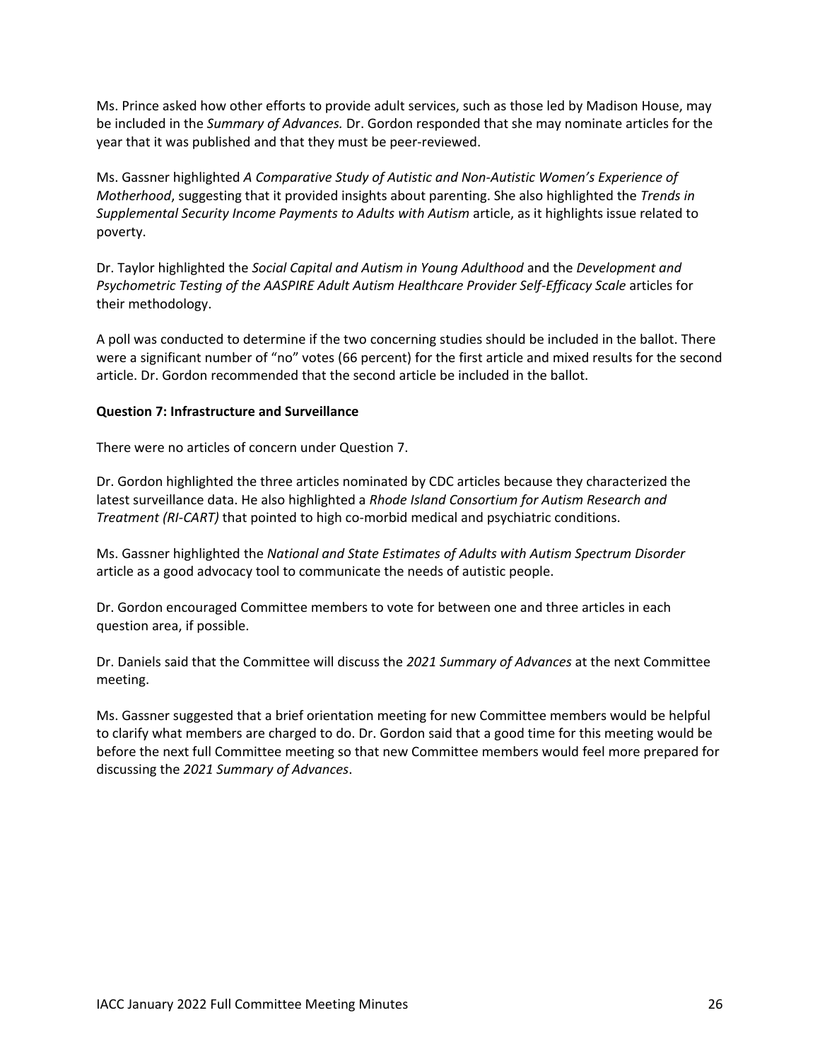Ms. Prince asked how other efforts to provide adult services, such as those led by Madison House, may be included in the *Summary of Advances.* Dr. Gordon responded that she may nominate articles for the year that it was published and that they must be peer-reviewed.

Ms. Gassner highlighted *A Comparative Study of Autistic and Non-Autistic Women's Experience of Motherhood*, suggesting that it provided insights about parenting. She also highlighted the *Trends in Supplemental Security Income Payments to Adults with Autism* article, as it highlights issue related to poverty.

Dr. Taylor highlighted the *Social Capital and Autism in Young Adulthood* and the *Development and Psychometric Testing of the AASPIRE Adult Autism Healthcare Provider Self-Efficacy Scale* articles for their methodology.

A poll was conducted to determine if the two concerning studies should be included in the ballot. There were a significant number of "no" votes (66 percent) for the first article and mixed results for the second article. Dr. Gordon recommended that the second article be included in the ballot.

**Question 7: Infrastructure and Surveillance**

There were no articles of concern under Question 7.

Dr. Gordon highlighted the three articles nominated by CDC articles because they characterized the latest surveillance data. He also highlighted a *Rhode Island Consortium for Autism Research and Treatment (RI-CART)* that pointed to high co-morbid medical and psychiatric conditions.

Ms. Gassner highlighted the *National and State Estimates of Adults with Autism Spectrum Disorder* article as a good advocacy tool to communicate the needs of autistic people.

Dr. Gordon encouraged Committee members to vote for between one and three articles in each question area, if possible.

Dr. Daniels said that the Committee will discuss the *2021 Summary of Advances* at the next Committee meeting.

Ms. Gassner suggested that a brief orientation meeting for new Committee members would be helpful to clarify what members are charged to do. Dr. Gordon said that a good time for this meeting would be before the next full Committee meeting so that new Committee members would feel more prepared for discussing the *2021 Summary of Advances*.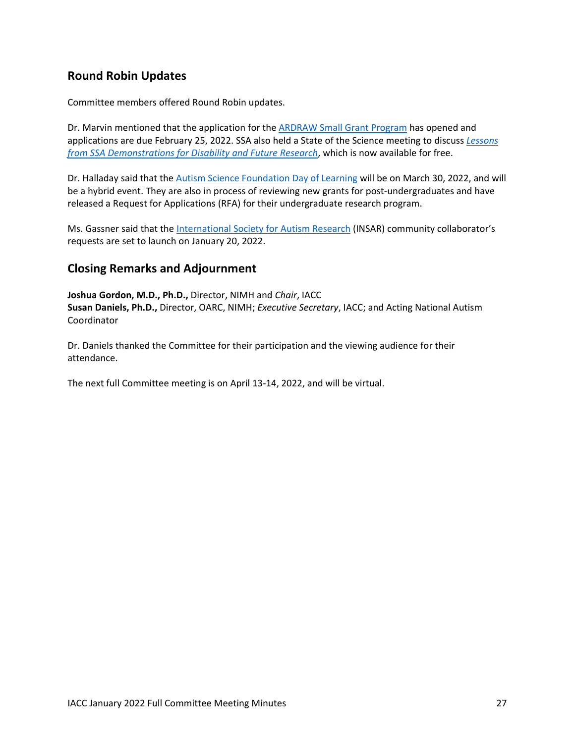## Round Robin Updates

Committee members offered Round Robin updates.

Dr. Marvin mentioned that the application for the ARDRAW Small Grant Program has opened and applications are due February 25, 2022. SSA also held a State of the Science meeting to discuss *Lessons from SSA Demonstrations for Disability and Future Research*, which is now available for free.

Dr. Halladay said that the Autism Science Foundation Day of Learning will be on March 30, 2022, and will be a hybrid event. They are also in process of reviewing new grants for post-undergraduates and have released a Request for Applications (RFA) for their undergraduate research program.

Ms. Gassner said that the International Society for Autism Research (INSAR) community collaborator's requests are set to launch on January 20, 2022.

## Closing Remarks and Adjournment

**Joshua Gordon, M.D., Ph.D.,** Director, NIMH and *Chair*, IACC
**Susan Daniels, Ph.D.,** Director, OARC, NIMH; *Executive Secretary*, IACC; and Acting National Autism Coordinator

Dr. Daniels thanked the Committee for their participation and the viewing audience for their attendance.

The next full Committee meeting is on April 13-14, 2022, and will be virtual.